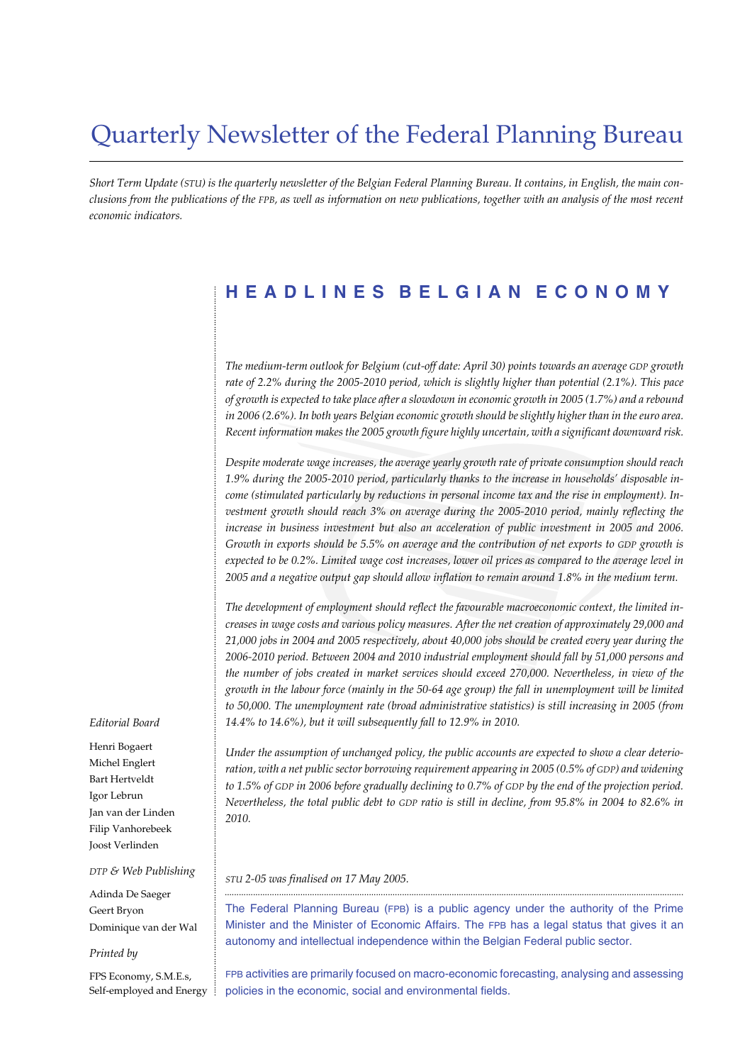# Quarterly Newsletter of the Federal Planning Bureau

*Short Term Update (STU) is the quarterly newsletter of the Belgian Federal Planning Bureau. It contains, in English, the main conclusions from the publications of the FPB, as well as information on new publications, together with an analysis of the most recent economic indicators.*

## HEADLINES BELGIAN ECONOMY

*The medium-term outlook for Belgium (cut-off date: April 30) points towards an average GDP growth rate of 2.2% during the 2005-2010 period, which is slightly higher than potential (2.1%). This pace of growth is expected to take place after a slowdown in economic growth in 2005 (1.7%) and a rebound in 2006 (2.6%). In both years Belgian economic growth should be slightly higher than in the euro area. Recent information makes the 2005 growth figure highly uncertain, with a significant downward risk.*

*Despite moderate wage increases, the average yearly growth rate of private consumption should reach 1.9% during the 2005-2010 period, particularly thanks to the increase in households' disposable income (stimulated particularly by reductions in personal income tax and the rise in employment). Investment growth should reach 3% on average during the 2005-2010 period, mainly reflecting the increase in business investment but also an acceleration of public investment in 2005 and 2006. Growth in exports should be 5.5% on average and the contribution of net exports to GDP growth is expected to be 0.2%. Limited wage cost increases, lower oil prices as compared to the average level in 2005 and a negative output gap should allow inflation to remain around 1.8% in the medium term.*

*The development of employment should reflect the favourable macroeconomic context, the limited increases in wage costs and various policy measures. After the net creation of approximately 29,000 and 21,000 jobs in 2004 and 2005 respectively, about 40,000 jobs should be created every year during the 2006-2010 period. Between 2004 and 2010 industrial employment should fall by 51,000 persons and the number of jobs created in market services should exceed 270,000. Nevertheless, in view of the growth in the labour force (mainly in the 50-64 age group) the fall in unemployment will be limited to 50,000. The unemployment rate (broad administrative statistics) is still increasing in 2005 (from 14.4% to 14.6%), but it will subsequently fall to 12.9% in 2010.*

*Under the assumption of unchanged policy, the public accounts are expected to show a clear deterioration, with a net public sector borrowing requirement appearing in 2005 (0.5% of GDP) and widening to 1.5% of GDP in 2006 before gradually declining to 0.7% of GDP by the end of the projection period. Nevertheless, the total public debt to GDP ratio is still in decline, from 95.8% in 2004 to 82.6% in 2010.*

*STU 2-05 was finalised on 17 May 2005.*

The Federal Planning Bureau (FPB) is a public agency under the authority of the Prime Minister and the Minister of Economic Affairs. The FPB has a legal status that gives it an autonomy and intellectual independence within the Belgian Federal public sector.

FPB activities are primarily focused on macro-economic forecasting, analysing and assessing policies in the economic, social and environmental fields.

*Editorial Board*

Henri Bogaert
Michel Englert
Bart Hertveldt
Igor Lebrun
Jan van der Linden
Filip Vanhorebeek
Joost Verlinden

*DTP & Web Publishing*

Adinda De Saeger
Geert Bryon
Dominique van der Wal

*Printed by*

FPS Economy, S.M.E.s, Self-employed and Energy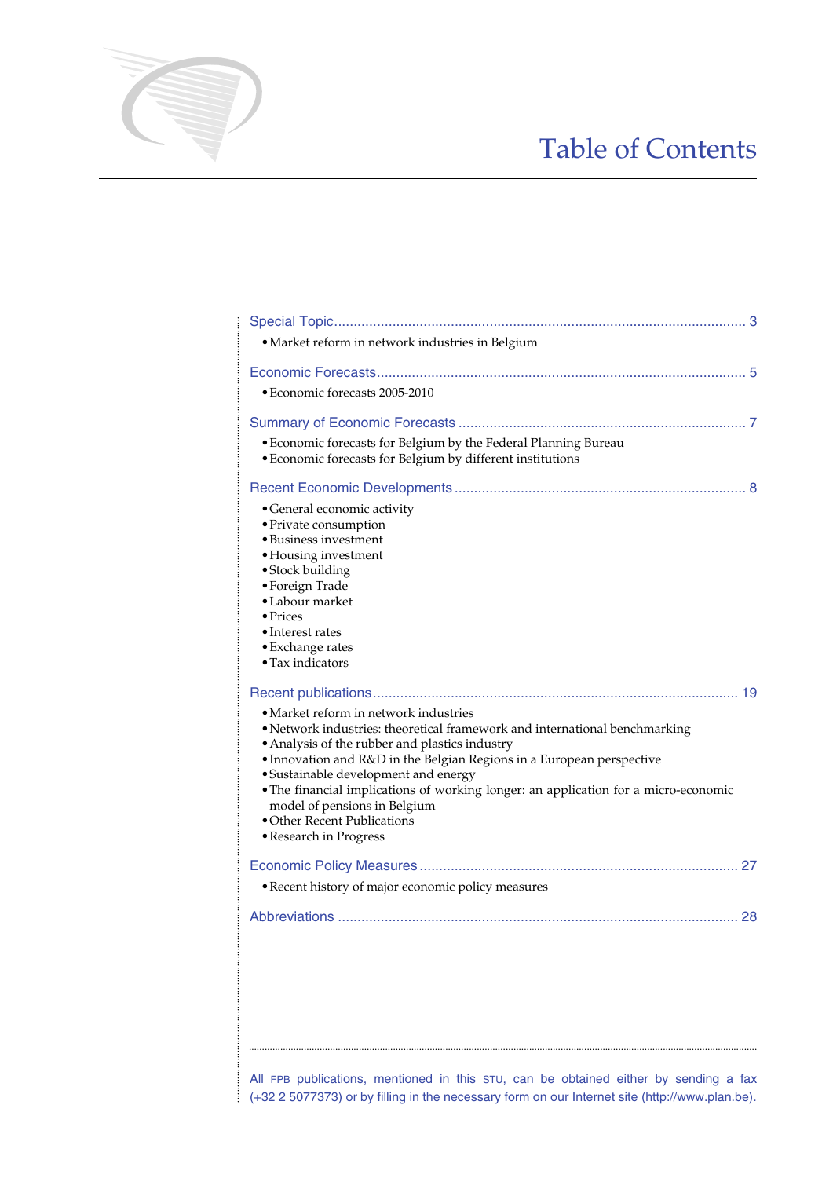# Table of Contents

Special Topic ........................................................................................................ 3

- Market reform in network industries in Belgium

Economic Forecasts ............................................................................................. 5

- Economic forecasts 2005-2010

Summary of Economic Forecasts ......................................................................... 7

- Economic forecasts for Belgium by the Federal Planning Bureau
- Economic forecasts for Belgium by different institutions

Recent Economic Developments .......................................................................... 8

- General economic activity
- Private consumption
- Business investment
- Housing investment
- Stock building
- Foreign Trade
- Labour market
- Prices
- Interest rates
- Exchange rates
- Tax indicators

Recent publications ............................................................................................ 19

- Market reform in network industries
- Network industries: theoretical framework and international benchmarking
- Analysis of the rubber and plastics industry
- Innovation and R&D in the Belgian Regions in a European perspective
- Sustainable development and energy
- The financial implications of working longer: an application for a micro-economic model of pensions in Belgium
- Other Recent Publications
- Research in Progress

Economic Policy Measures ................................................................................. 27

- Recent history of major economic policy measures

Abbreviations ..................................................................................................... 28

All FPB publications, mentioned in this STU, can be obtained either by sending a fax (+32 2 5077373) or by filling in the necessary form on our Internet site (http://www.plan.be).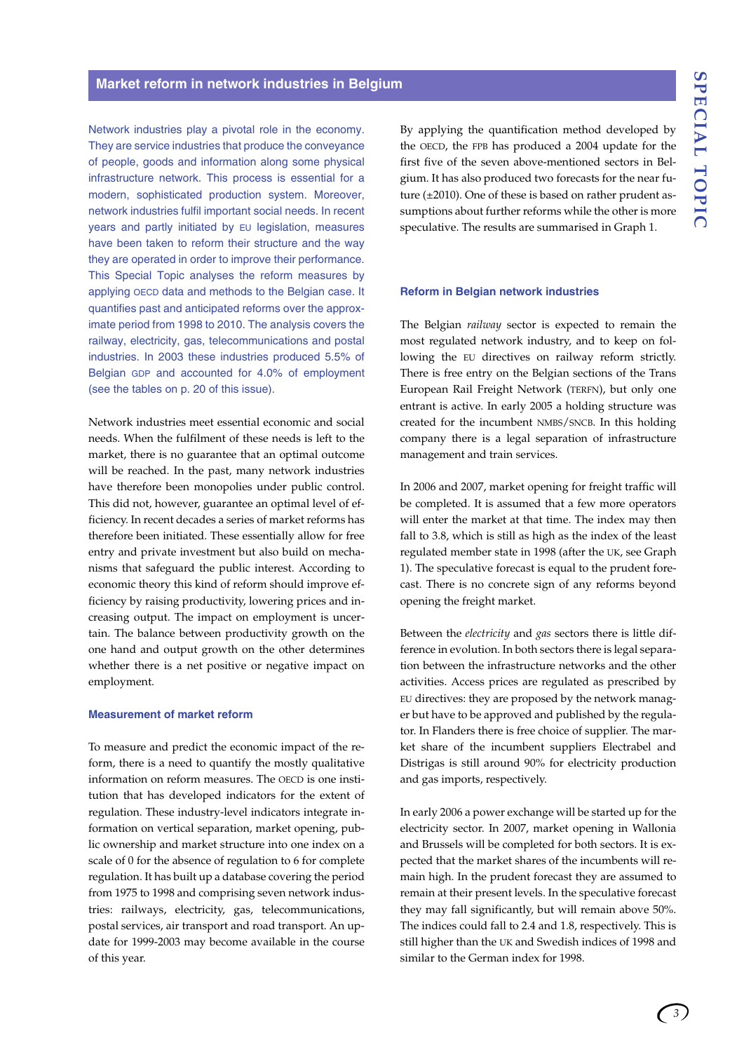## Market reform in network industries in Belgium

Network industries play a pivotal role in the economy. They are service industries that produce the conveyance of people, goods and information along some physical infrastructure network. This process is essential for a modern, sophisticated production system. Moreover, network industries fulfil important social needs. In recent years and partly initiated by EU legislation, measures have been taken to reform their structure and the way they are operated in order to improve their performance. This Special Topic analyses the reform measures by applying OECD data and methods to the Belgian case. It quantifies past and anticipated reforms over the approximate period from 1998 to 2010. The analysis covers the railway, electricity, gas, telecommunications and postal industries. In 2003 these industries produced 5.5% of Belgian GDP and accounted for 4.0% of employment (see the tables on p. 20 of this issue).

Network industries meet essential economic and social needs. When the fulfilment of these needs is left to the market, there is no guarantee that an optimal outcome will be reached. In the past, many network industries have therefore been monopolies under public control. This did not, however, guarantee an optimal level of efficiency. In recent decades a series of market reforms has therefore been initiated. These essentially allow for free entry and private investment but also build on mechanisms that safeguard the public interest. According to economic theory this kind of reform should improve efficiency by raising productivity, lowering prices and increasing output. The impact on employment is uncertain. The balance between productivity growth on the one hand and output growth on the other determines whether there is a net positive or negative impact on employment.

### Measurement of market reform

To measure and predict the economic impact of the reform, there is a need to quantify the mostly qualitative information on reform measures. The OECD is one institution that has developed indicators for the extent of regulation. These industry-level indicators integrate information on vertical separation, market opening, public ownership and market structure into one index on a scale of 0 for the absence of regulation to 6 for complete regulation. It has built up a database covering the period from 1975 to 1998 and comprising seven network industries: railways, electricity, gas, telecommunications, postal services, air transport and road transport. An update for 1999-2003 may become available in the course of this year.

By applying the quantification method developed by the OECD, the FPB has produced a 2004 update for the first five of the seven above-mentioned sectors in Belgium. It has also produced two forecasts for the near future (±2010). One of these is based on rather prudent assumptions about further reforms while the other is more speculative. The results are summarised in Graph 1.

### Reform in Belgian network industries

The Belgian *railway* sector is expected to remain the most regulated network industry, and to keep on following the EU directives on railway reform strictly. There is free entry on the Belgian sections of the Trans European Rail Freight Network (TERFN), but only one entrant is active. In early 2005 a holding structure was created for the incumbent NMBS/SNCB. In this holding company there is a legal separation of infrastructure management and train services.

In 2006 and 2007, market opening for freight traffic will be completed. It is assumed that a few more operators will enter the market at that time. The index may then fall to 3.8, which is still as high as the index of the least regulated member state in 1998 (after the UK, see Graph 1). The speculative forecast is equal to the prudent forecast. There is no concrete sign of any reforms beyond opening the freight market.

Between the *electricity* and *gas* sectors there is little difference in evolution. In both sectors there is legal separation between the infrastructure networks and the other activities. Access prices are regulated as prescribed by EU directives: they are proposed by the network manager but have to be approved and published by the regulator. In Flanders there is free choice of supplier. The market share of the incumbent suppliers Electrabel and Distrigas is still around 90% for electricity production and gas imports, respectively.

In early 2006 a power exchange will be started up for the electricity sector. In 2007, market opening in Wallonia and Brussels will be completed for both sectors. It is expected that the market shares of the incumbents will remain high. In the prudent forecast they are assumed to remain at their present levels. In the speculative forecast they may fall significantly, but will remain above 50%. The indices could fall to 2.4 and 1.8, respectively. This is still higher than the UK and Swedish indices of 1998 and similar to the German index for 1998.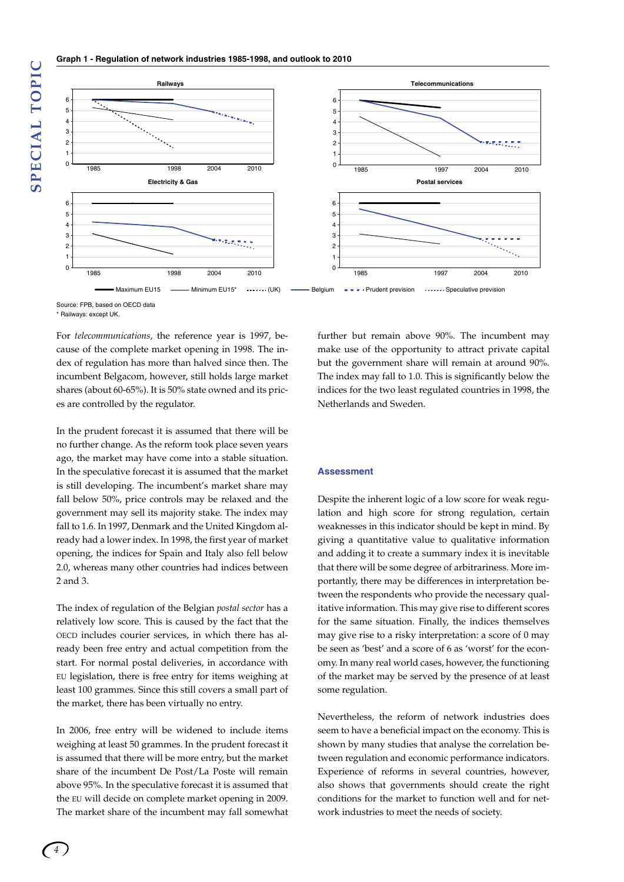**Graph 1 - Regulation of network industries 1985-1998, and outlook to 2010**

Source: FPB, based on OECD data
* Railways: except UK.

For *telecommunications*, the reference year is 1997, because of the complete market opening in 1998. The index of regulation has more than halved since then. The incumbent Belgacom, however, still holds large market shares (about 60-65%). It is 50% state owned and its prices are controlled by the regulator.

In the prudent forecast it is assumed that there will be no further change. As the reform took place seven years ago, the market may have come into a stable situation. In the speculative forecast it is assumed that the market is still developing. The incumbent's market share may fall below 50%, price controls may be relaxed and the government may sell its majority stake. The index may fall to 1.6. In 1997, Denmark and the United Kingdom already had a lower index. In 1998, the first year of market opening, the indices for Spain and Italy also fell below 2.0, whereas many other countries had indices between 2 and 3.

The index of regulation of the Belgian *postal sector* has a relatively low score. This is caused by the fact that the OECD includes courier services, in which there has already been free entry and actual competition from the start. For normal postal deliveries, in accordance with EU legislation, there is free entry for items weighing at least 100 grammes. Since this still covers a small part of the market, there has been virtually no entry.

In 2006, free entry will be widened to include items weighing at least 50 grammes. In the prudent forecast it is assumed that there will be more entry, but the market share of the incumbent De Post/La Poste will remain above 95%. In the speculative forecast it is assumed that the EU will decide on complete market opening in 2009. The market share of the incumbent may fall somewhat further but remain above 90%. The incumbent may make use of the opportunity to attract private capital but the government share will remain at around 90%. The index may fall to 1.0. This is significantly below the indices for the two least regulated countries in 1998, the Netherlands and Sweden.

### Assessment

Despite the inherent logic of a low score for weak regulation and high score for strong regulation, certain weaknesses in this indicator should be kept in mind. By giving a quantitative value to qualitative information and adding it to create a summary index it is inevitable that there will be some degree of arbitrariness. More importantly, there may be differences in interpretation between the respondents who provide the necessary qualitative information. This may give rise to different scores for the same situation. Finally, the indices themselves may give rise to a risky interpretation: a score of 0 may be seen as 'best' and a score of 6 as 'worst' for the economy. In many real world cases, however, the functioning of the market may be served by the presence of at least some regulation.

Nevertheless, the reform of network industries does seem to have a beneficial impact on the economy. This is shown by many studies that analyse the correlation between regulation and economic performance indicators. Experience of reforms in several countries, however, also shows that governments should create the right conditions for the market to function well and for network industries to meet the needs of society.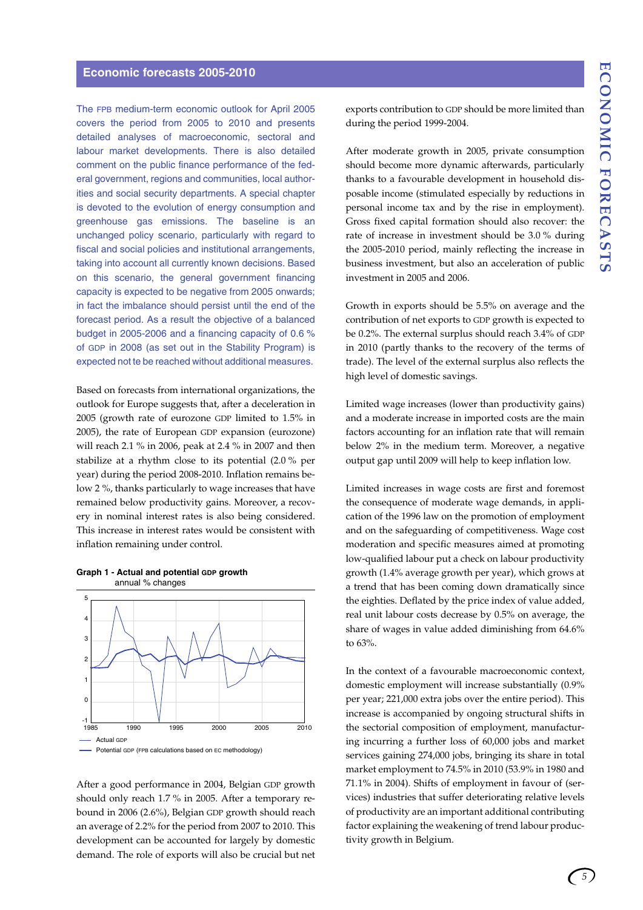## Economic forecasts 2005-2010

The FPB medium-term economic outlook for April 2005 covers the period from 2005 to 2010 and presents detailed analyses of macroeconomic, sectoral and labour market developments. There is also detailed comment on the public finance performance of the federal government, regions and communities, local authorities and social security departments. A special chapter is devoted to the evolution of energy consumption and greenhouse gas emissions. The baseline is an unchanged policy scenario, particularly with regard to fiscal and social policies and institutional arrangements, taking into account all currently known decisions. Based on this scenario, the general government financing capacity is expected to be negative from 2005 onwards; in fact the imbalance should persist until the end of the forecast period. As a result the objective of a balanced budget in 2005-2006 and a financing capacity of 0.6 % of GDP in 2008 (as set out in the Stability Program) is expected not te be reached without additional measures.

Based on forecasts from international organizations, the outlook for Europe suggests that, after a deceleration in 2005 (growth rate of eurozone GDP limited to 1.5% in 2005), the rate of European GDP expansion (eurozone) will reach 2.1 % in 2006, peak at 2.4 % in 2007 and then stabilize at a rhythm close to its potential (2.0 % per year) during the period 2008-2010. Inflation remains below 2 %, thanks particularly to wage increases that have remained below productivity gains. Moreover, a recovery in nominal interest rates is also being considered. This increase in interest rates would be consistent with inflation remaining under control.

**Graph 1 - Actual and potential GDP growth**
annual % changes

Actual GDP
Potential GDP (FPB calculations based on EC methodology)

After a good performance in 2004, Belgian GDP growth should only reach 1.7 % in 2005. After a temporary rebound in 2006 (2.6%), Belgian GDP growth should reach an average of 2.2% for the period from 2007 to 2010. This development can be accounted for largely by domestic demand. The role of exports will also be crucial but net exports contribution to GDP should be more limited than during the period 1999-2004.

After moderate growth in 2005, private consumption should become more dynamic afterwards, particularly thanks to a favourable development in household disposable income (stimulated especially by reductions in personal income tax and by the rise in employment). Gross fixed capital formation should also recover: the rate of increase in investment should be 3.0 % during the 2005-2010 period, mainly reflecting the increase in business investment, but also an acceleration of public investment in 2005 and 2006.

Growth in exports should be 5.5% on average and the contribution of net exports to GDP growth is expected to be 0.2%. The external surplus should reach 3.4% of GDP in 2010 (partly thanks to the recovery of the terms of trade). The level of the external surplus also reflects the high level of domestic savings.

Limited wage increases (lower than productivity gains) and a moderate increase in imported costs are the main factors accounting for an inflation rate that will remain below 2% in the medium term. Moreover, a negative output gap until 2009 will help to keep inflation low.

Limited increases in wage costs are first and foremost the consequence of moderate wage demands, in application of the 1996 law on the promotion of employment and on the safeguarding of competitiveness. Wage cost moderation and specific measures aimed at promoting low-qualified labour put a check on labour productivity growth (1.4% average growth per year), which grows at a trend that has been coming down dramatically since the eighties. Deflated by the price index of value added, real unit labour costs decrease by 0.5% on average, the share of wages in value added diminishing from 64.6% to 63%.

In the context of a favourable macroeconomic context, domestic employment will increase substantially (0.9% per year; 221,000 extra jobs over the entire period). This increase is accompanied by ongoing structural shifts in the sectorial composition of employment, manufacturing incurring a further loss of 60,000 jobs and market services gaining 274,000 jobs, bringing its share in total market employment to 74.5% in 2010 (53.9% in 1980 and 71.1% in 2004). Shifts of employment in favour of (services) industries that suffer deteriorating relative levels of productivity are an important additional contributing factor explaining the weakening of trend labour productivity growth in Belgium.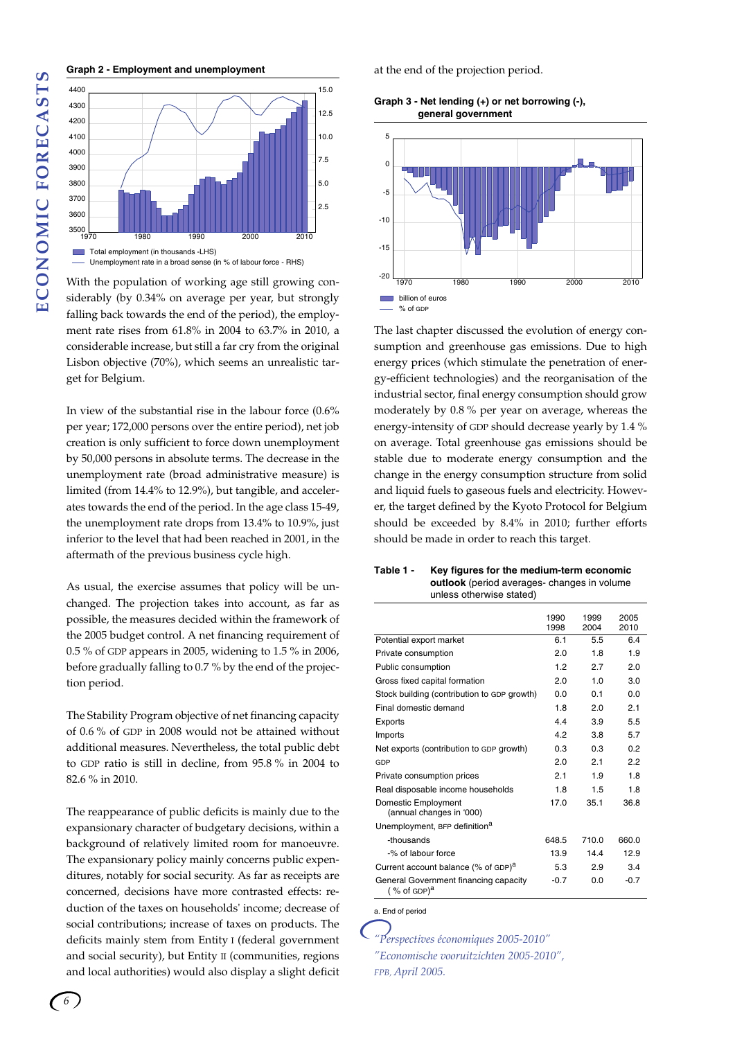**Graph 2 - Employment and unemployment**

Total employment (in thousands -LHS)
Unemployment rate in a broad sense (in % of labour force - RHS)

With the population of working age still growing considerably (by 0.34% on average per year, but strongly falling back towards the end of the period), the employment rate rises from 61.8% in 2004 to 63.7% in 2010, a considerable increase, but still a far cry from the original Lisbon objective (70%), which seems an unrealistic target for Belgium.

In view of the substantial rise in the labour force (0.6% per year; 172,000 persons over the entire period), net job creation is only sufficient to force down unemployment by 50,000 persons in absolute terms. The decrease in the unemployment rate (broad administrative measure) is limited (from 14.4% to 12.9%), but tangible, and accelerates towards the end of the period. In the age class 15-49, the unemployment rate drops from 13.4% to 10.9%, just inferior to the level that had been reached in 2001, in the aftermath of the previous business cycle high.

As usual, the exercise assumes that policy will be unchanged. The projection takes into account, as far as possible, the measures decided within the framework of the 2005 budget control. A net financing requirement of 0.5 % of GDP appears in 2005, widening to 1.5 % in 2006, before gradually falling to 0.7 % by the end of the projection period.

The Stability Program objective of net financing capacity of 0.6 % of GDP in 2008 would not be attained without additional measures. Nevertheless, the total public debt to GDP ratio is still in decline, from 95.8 % in 2004 to 82.6 % in 2010.

The reappearance of public deficits is mainly due to the expansionary character of budgetary decisions, within a background of relatively limited room for manoeuvre. The expansionary policy mainly concerns public expenditures, notably for social security. As far as receipts are concerned, decisions have more contrasted effects: reduction of the taxes on households' income; decrease of social contributions; increase of taxes on products. The deficits mainly stem from Entity I (federal government and social security), but Entity II (communities, regions and local authorities) would also display a slight deficit at the end of the projection period.

**Graph 3 - Net lending (+) or net borrowing (-), general government**

billion of euros
% of GDP

The last chapter discussed the evolution of energy consumption and greenhouse gas emissions. Due to high energy prices (which stimulate the penetration of energy-efficient technologies) and the reorganisation of the industrial sector, final energy consumption should grow moderately by 0.8 % per year on average, whereas the energy-intensity of GDP should decrease yearly by 1.4 % on average. Total greenhouse gas emissions should be stable due to moderate energy consumption and the change in the energy consumption structure from solid and liquid fuels to gaseous fuels and electricity. However, the target defined by the Kyoto Protocol for Belgium should be exceeded by 8.4% in 2010; further efforts should be made in order to reach this target.

**Table 1 - Key figures for the medium-term economic outlook** (period averages- changes in volume unless otherwise stated)

| | 1990 1998 | 1999 2004 | 2005 2010 |
|---|---|---|---|
| Potential export market | 6.1 | 5.5 | 6.4 |
| Private consumption | 2.0 | 1.8 | 1.9 |
| Public consumption | 1.2 | 2.7 | 2.0 |
| Gross fixed capital formation | 2.0 | 1.0 | 3.0 |
| Stock building (contribution to GDP growth) | 0.0 | 0.1 | 0.0 |
| Final domestic demand | 1.8 | 2.0 | 2.1 |
| Exports | 4.4 | 3.9 | 5.5 |
| Imports | 4.2 | 3.8 | 5.7 |
| Net exports (contribution to GDP growth) | 0.3 | 0.3 | 0.2 |
| GDP | 2.0 | 2.1 | 2.2 |
| Private consumption prices | 2.1 | 1.9 | 1.8 |
| Real disposable income households | 1.8 | 1.5 | 1.8 |
| Domestic Employment (annual changes in '000) | 17.0 | 35.1 | 36.8 |
| Unemployment, BFP definition[a] | | | |
| -thousands | 648.5 | 710.0 | 660.0 |
| -% of labour force | 13.9 | 14.4 | 12.9 |
| Current account balance (% of GDP)[a] | 5.3 | 2.9 | 3.4 |
| General Government financing capacity (% of GDP)[a] | -0.7 | 0.0 | -0.7 |

a. End of period

*"Perspectives économiques 2005-2010"*
*"Economische vooruitzichten 2005-2010",*
*FPB, April 2005.*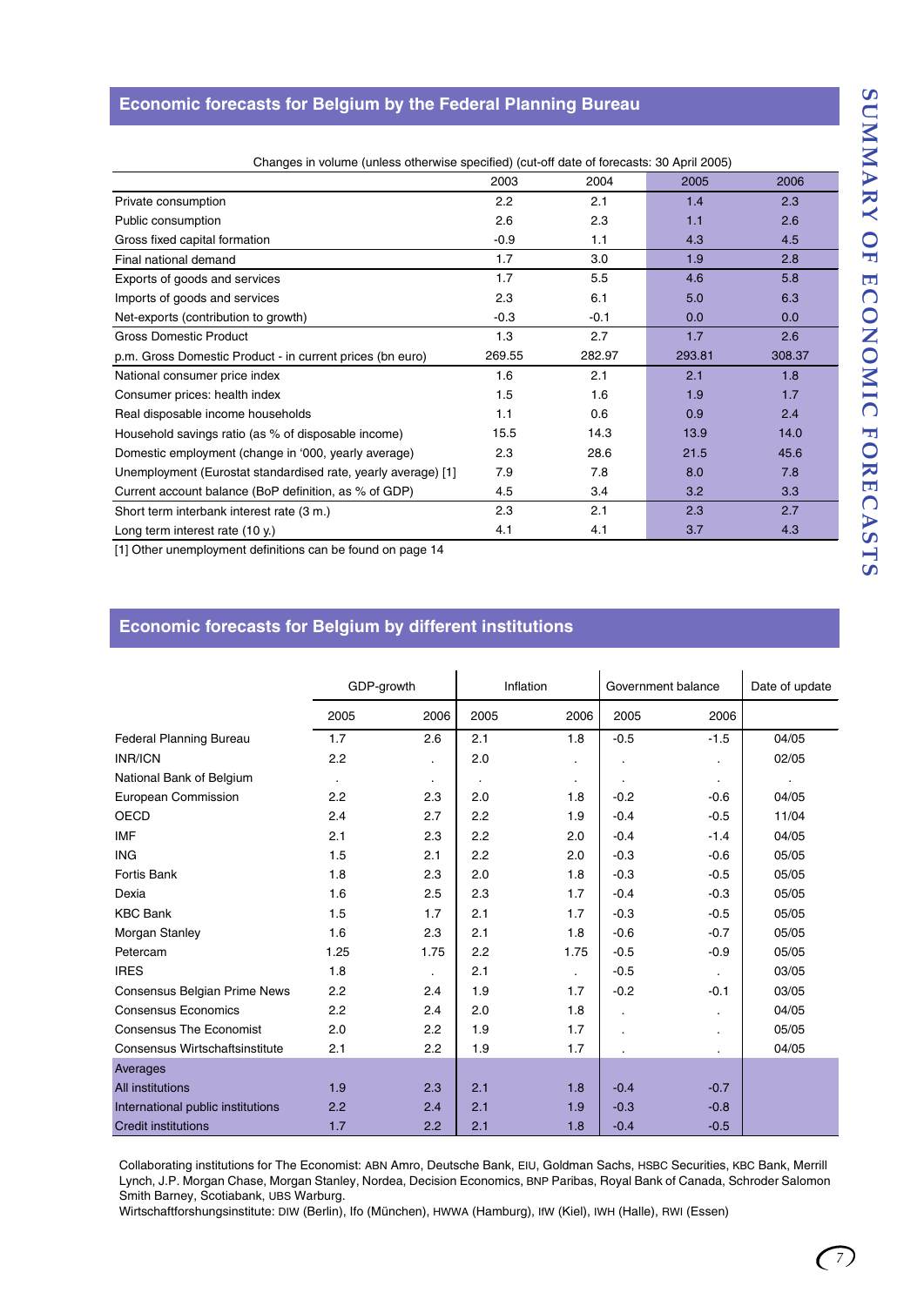## Economic forecasts for Belgium by the Federal Planning Bureau

Changes in volume (unless otherwise specified) (cut-off date of forecasts: 30 April 2005)

| | 2003 | 2004 | 2005 | 2006 |
|---|---|---|---|---|
| Private consumption | 2.2 | 2.1 | 1.4 | 2.3 |
| Public consumption | 2.6 | 2.3 | 1.1 | 2.6 |
| Gross fixed capital formation | -0.9 | 1.1 | 4.3 | 4.5 |
| Final national demand | 1.7 | 3.0 | 1.9 | 2.8 |
| Exports of goods and services | 1.7 | 5.5 | 4.6 | 5.8 |
| Imports of goods and services | 2.3 | 6.1 | 5.0 | 6.3 |
| Net-exports (contribution to growth) | -0.3 | -0.1 | 0.0 | 0.0 |
| Gross Domestic Product | 1.3 | 2.7 | 1.7 | 2.6 |
| p.m. Gross Domestic Product - in current prices (bn euro) | 269.55 | 282.97 | 293.81 | 308.37 |
| National consumer price index | 1.6 | 2.1 | 2.1 | 1.8 |
| Consumer prices: health index | 1.5 | 1.6 | 1.9 | 1.7 |
| Real disposable income households | 1.1 | 0.6 | 0.9 | 2.4 |
| Household savings ratio (as % of disposable income) | 15.5 | 14.3 | 13.9 | 14.0 |
| Domestic employment (change in '000, yearly average) | 2.3 | 28.6 | 21.5 | 45.6 |
| Unemployment (Eurostat standardised rate, yearly average) [1] | 7.9 | 7.8 | 8.0 | 7.8 |
| Current account balance (BoP definition, as % of GDP) | 4.5 | 3.4 | 3.2 | 3.3 |
| Short term interbank interest rate (3 m.) | 2.3 | 2.1 | 2.3 | 2.7 |
| Long term interest rate (10 y.) | 4.1 | 4.1 | 3.7 | 4.3 |

[1] Other unemployment definitions can be found on page 14

## Economic forecasts for Belgium by different institutions

| | GDP-growth | | Inflation | | Government balance | | Date of update |
|---|---|---|---|---|---|---|---|
| | 2005 | 2006 | 2005 | 2006 | 2005 | 2006 | |
| Federal Planning Bureau | 1.7 | 2.6 | 2.1 | 1.8 | -0.5 | -1.5 | 04/05 |
| INR/ICN | 2.2 | . | 2.0 | . | . | . | 02/05 |
| National Bank of Belgium | . | . | . | . | . | . | . |
| European Commission | 2.2 | 2.3 | 2.0 | 1.8 | -0.2 | -0.6 | 04/05 |
| OECD | 2.4 | 2.7 | 2.2 | 1.9 | -0.4 | -0.5 | 11/04 |
| IMF | 2.1 | 2.3 | 2.2 | 2.0 | -0.4 | -1.4 | 04/05 |
| ING | 1.5 | 2.1 | 2.2 | 2.0 | -0.3 | -0.6 | 05/05 |
| Fortis Bank | 1.8 | 2.3 | 2.0 | 1.8 | -0.3 | -0.5 | 05/05 |
| Dexia | 1.6 | 2.5 | 2.3 | 1.7 | -0.4 | -0.3 | 05/05 |
| KBC Bank | 1.5 | 1.7 | 2.1 | 1.7 | -0.3 | -0.5 | 05/05 |
| Morgan Stanley | 1.6 | 2.3 | 2.1 | 1.8 | -0.6 | -0.7 | 05/05 |
| Petercam | 1.25 | 1.75 | 2.2 | 1.75 | -0.5 | -0.9 | 05/05 |
| IRES | 1.8 | . | 2.1 | . | -0.5 | . | 03/05 |
| Consensus Belgian Prime News | 2.2 | 2.4 | 1.9 | 1.7 | -0.2 | -0.1 | 03/05 |
| Consensus Economics | 2.2 | 2.4 | 2.0 | 1.8 | . | . | 04/05 |
| Consensus The Economist | 2.0 | 2.2 | 1.9 | 1.7 | . | . | 05/05 |
| Consensus Wirtschaftsinstitute | 2.1 | 2.2 | 1.9 | 1.7 | . | . | 04/05 |
| **Averages** | | | | | | | |
| All institutions | 1.9 | 2.3 | 2.1 | 1.8 | -0.4 | -0.7 | |
| International public institutions | 2.2 | 2.4 | 2.1 | 1.9 | -0.3 | -0.8 | |
| Credit institutions | 1.7 | 2.2 | 2.1 | 1.8 | -0.4 | -0.5 | |

Collaborating institutions for The Economist: ABN Amro, Deutsche Bank, EIU, Goldman Sachs, HSBC Securities, KBC Bank, Merrill Lynch, J.P. Morgan Chase, Morgan Stanley, Nordea, Decision Economics, BNP Paribas, Royal Bank of Canada, Schroder Salomon Smith Barney, Scotiabank, UBS Warburg.
Wirtschaftforshungsinstitute: DIW (Berlin), Ifo (München), HWWA (Hamburg), IfW (Kiel), IWH (Halle), RWI (Essen)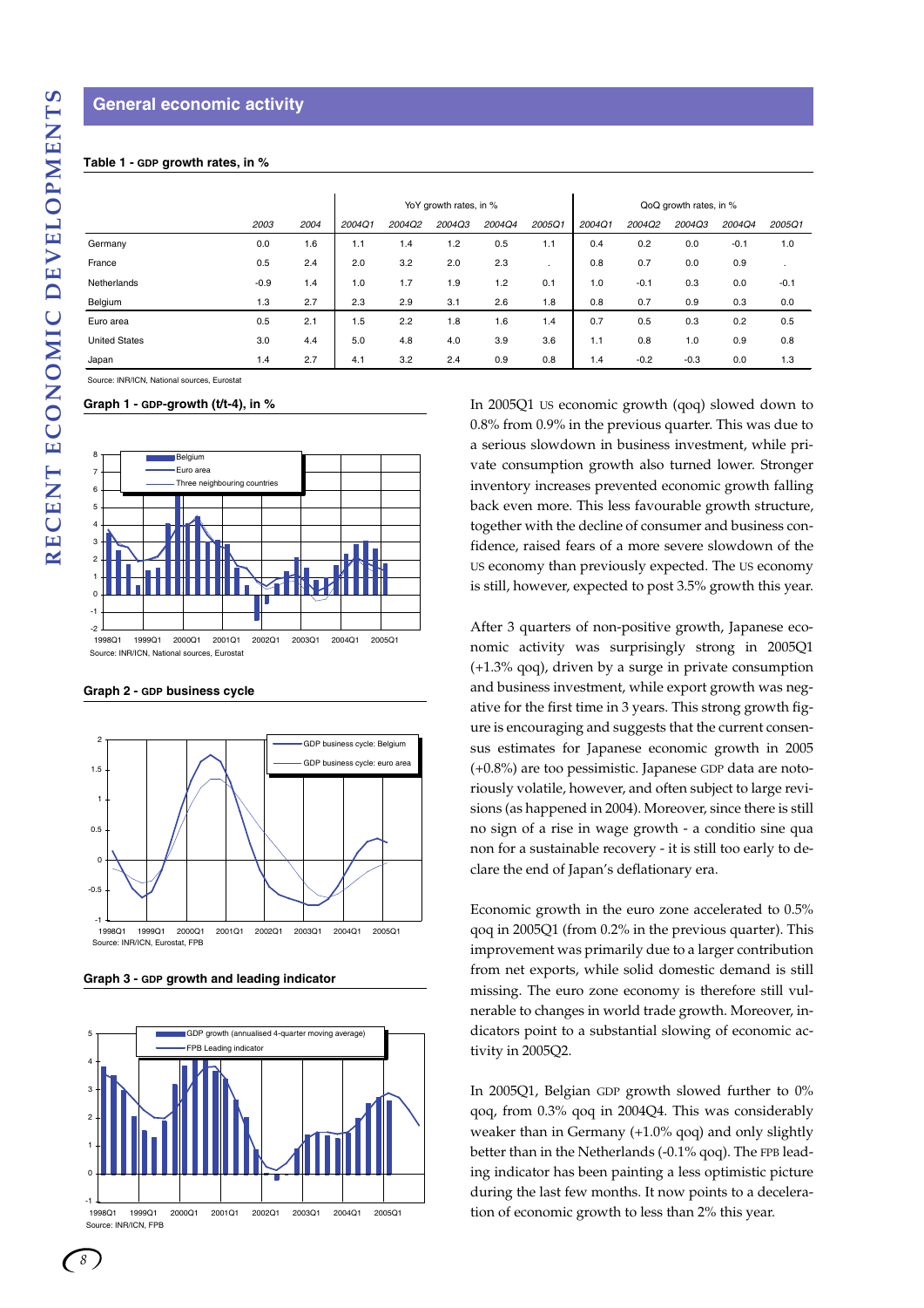## General economic activity

**Table 1 - GDP growth rates, in %**

| | 2003 | 2004 | YoY growth rates, in % 2004Q1 | 2004Q2 | 2004Q3 | 2004Q4 | 2005Q1 | QoQ growth rates, in % 2004Q1 | 2004Q2 | 2004Q3 | 2004Q4 | 2005Q1 |
|---|---|---|---|---|---|---|---|---|---|---|---|---|
| Germany | 0.0 | 1.6 | 1.1 | 1.4 | 1.2 | 0.5 | 1.1 | 0.4 | 0.2 | 0.0 | -0.1 | 1.0 |
| France | 0.5 | 2.4 | 2.0 | 3.2 | 2.0 | 2.3 | . | 0.8 | 0.7 | 0.0 | 0.9 | . |
| Netherlands | -0.9 | 1.4 | 1.0 | 1.7 | 1.9 | 1.2 | 0.1 | 1.0 | -0.1 | 0.3 | 0.0 | -0.1 |
| Belgium | 1.3 | 2.7 | 2.3 | 2.9 | 3.1 | 2.6 | 1.8 | 0.8 | 0.7 | 0.9 | 0.3 | 0.0 |
| Euro area | 0.5 | 2.1 | 1.5 | 2.2 | 1.8 | 1.6 | 1.4 | 0.7 | 0.5 | 0.3 | 0.2 | 0.5 |
| United States | 3.0 | 4.4 | 5.0 | 4.8 | 4.0 | 3.9 | 3.6 | 1.1 | 0.8 | 1.0 | 0.9 | 0.8 |
| Japan | 1.4 | 2.7 | 4.1 | 3.2 | 2.4 | 0.9 | 0.8 | 1.4 | -0.2 | -0.3 | 0.0 | 1.3 |

Source: INR/ICN, National sources, Eurostat

**Graph 1 - GDP-growth (t/t-4), in %**

Source: INR/ICN, National sources, Eurostat

**Graph 2 - GDP business cycle**

Source: INR/ICN, Eurostat, FPB

**Graph 3 - GDP growth and leading indicator**

Source: INR/ICN, FPB

In 2005Q1 US economic growth (qoq) slowed down to 0.8% from 0.9% in the previous quarter. This was due to a serious slowdown in business investment, while private consumption growth also turned lower. Stronger inventory increases prevented economic growth falling back even more. This less favourable growth structure, together with the decline of consumer and business confidence, raised fears of a more severe slowdown of the US economy than previously expected. The US economy is still, however, expected to post 3.5% growth this year.

After 3 quarters of non-positive growth, Japanese economic activity was surprisingly strong in 2005Q1 (+1.3% qoq), driven by a surge in private consumption and business investment, while export growth was negative for the first time in 3 years. This strong growth figure is encouraging and suggests that the current consensus estimates for Japanese economic growth in 2005 (+0.8%) are too pessimistic. Japanese GDP data are notoriously volatile, however, and often subject to large revisions (as happened in 2004). Moreover, since there is still no sign of a rise in wage growth - a conditio sine qua non for a sustainable recovery - it is still too early to declare the end of Japan's deflationary era.

Economic growth in the euro zone accelerated to 0.5% qoq in 2005Q1 (from 0.2% in the previous quarter). This improvement was primarily due to a larger contribution from net exports, while solid domestic demand is still missing. The euro zone economy is therefore still vulnerable to changes in world trade growth. Moreover, indicators point to a substantial slowing of economic activity in 2005Q2.

In 2005Q1, Belgian GDP growth slowed further to 0% qoq, from 0.3% qoq in 2004Q4. This was considerably weaker than in Germany (+1.0% qoq) and only slightly better than in the Netherlands (-0.1% qoq). The FPB leading indicator has been painting a less optimistic picture during the last few months. It now points to a deceleration of economic growth to less than 2% this year.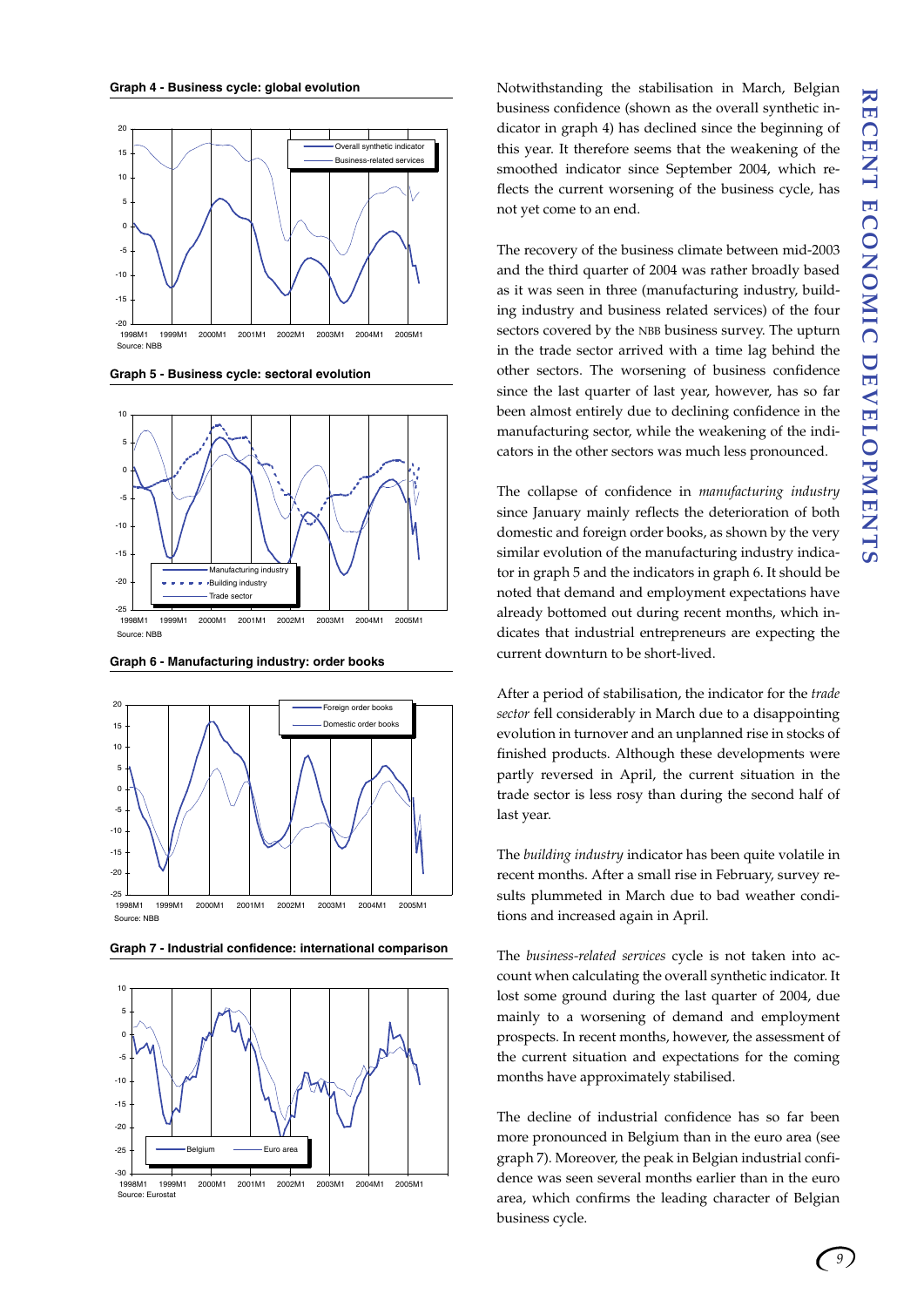**Graph 4 - Business cycle: global evolution**

Source: NBB

**Graph 5 - Business cycle: sectoral evolution**

Source: NBB

**Graph 6 - Manufacturing industry: order books**

Source: NBB

**Graph 7 - Industrial confidence: international comparison**

Source: Eurostat

Notwithstanding the stabilisation in March, Belgian business confidence (shown as the overall synthetic indicator in graph 4) has declined since the beginning of this year. It therefore seems that the weakening of the smoothed indicator since September 2004, which reflects the current worsening of the business cycle, has not yet come to an end.

The recovery of the business climate between mid-2003 and the third quarter of 2004 was rather broadly based as it was seen in three (manufacturing industry, building industry and business related services) of the four sectors covered by the NBB business survey. The upturn in the trade sector arrived with a time lag behind the other sectors. The worsening of business confidence since the last quarter of last year, however, has so far been almost entirely due to declining confidence in the manufacturing sector, while the weakening of the indicators in the other sectors was much less pronounced.

The collapse of confidence in *manufacturing industry* since January mainly reflects the deterioration of both domestic and foreign order books, as shown by the very similar evolution of the manufacturing industry indicator in graph 5 and the indicators in graph 6. It should be noted that demand and employment expectations have already bottomed out during recent months, which indicates that industrial entrepreneurs are expecting the current downturn to be short-lived.

After a period of stabilisation, the indicator for the *trade sector* fell considerably in March due to a disappointing evolution in turnover and an unplanned rise in stocks of finished products. Although these developments were partly reversed in April, the current situation in the trade sector is less rosy than during the second half of last year.

The *building industry* indicator has been quite volatile in recent months. After a small rise in February, survey results plummeted in March due to bad weather conditions and increased again in April.

The *business-related services* cycle is not taken into account when calculating the overall synthetic indicator. It lost some ground during the last quarter of 2004, due mainly to a worsening of demand and employment prospects. In recent months, however, the assessment of the current situation and expectations for the coming months have approximately stabilised.

The decline of industrial confidence has so far been more pronounced in Belgium than in the euro area (see graph 7). Moreover, the peak in Belgian industrial confidence was seen several months earlier than in the euro area, which confirms the leading character of Belgian business cycle.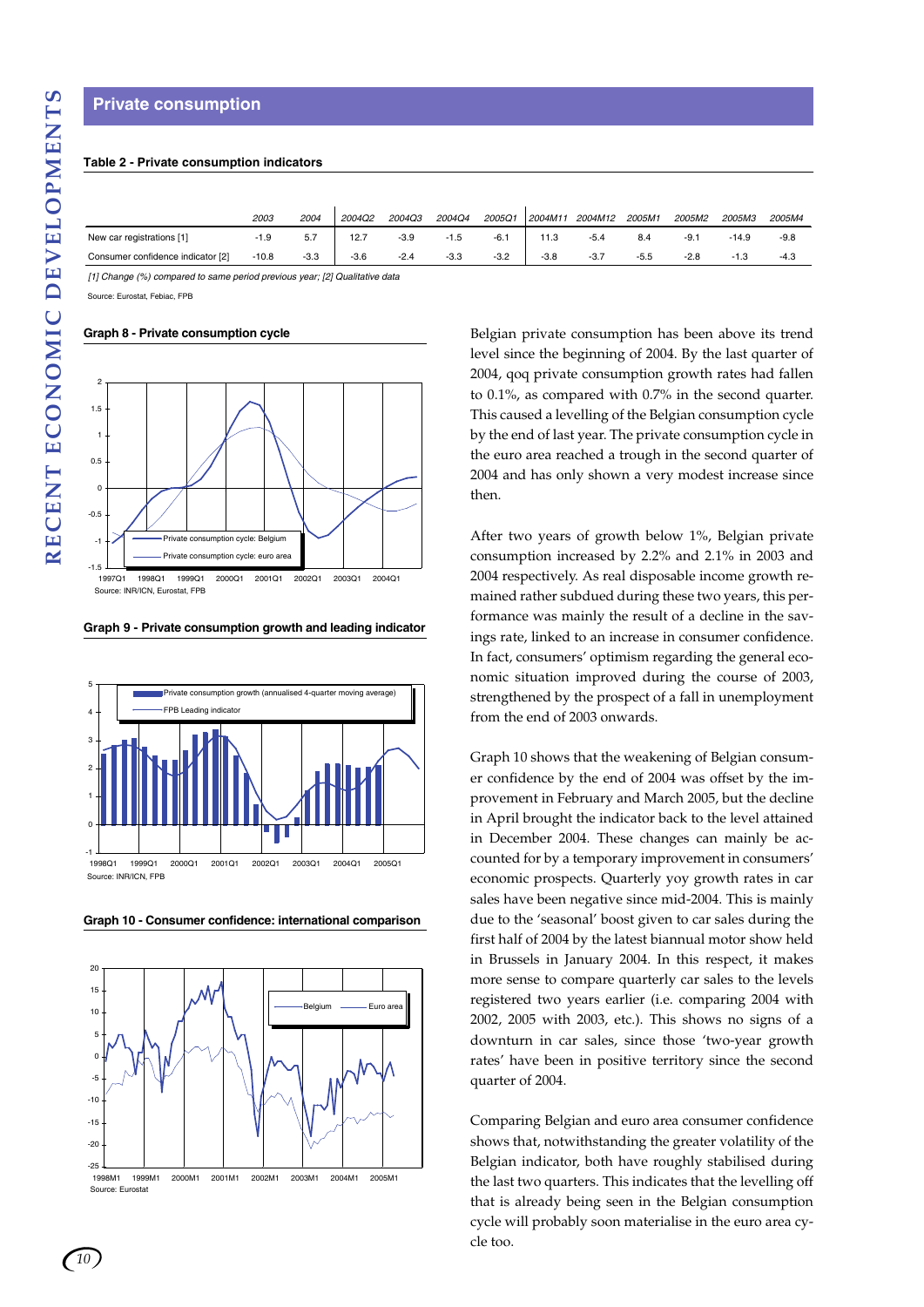## Private consumption

**Table 2 - Private consumption indicators**

| | 2003 | 2004 | 2004Q2 | 2004Q3 | 2004Q4 | 2005Q1 | 2004M11 | 2004M12 | 2005M1 | 2005M2 | 2005M3 | 2005M4 |
|---|---|---|---|---|---|---|---|---|---|---|---|---|
| New car registrations [1] | -1.9 | 5.7 | 12.7 | -3.9 | -1.5 | -6.1 | 11.3 | -5.4 | 8.4 | -9.1 | -14.9 | -9.8 |
| Consumer confidence indicator [2] | -10.8 | -3.3 | -3.6 | -2.4 | -3.3 | -3.2 | -3.8 | -3.7 | -5.5 | -2.8 | -1.3 | -4.3 |

*[1] Change (%) compared to same period previous year; [2] Qualitative data*

Source: Eurostat, Febiac, FPB

**Graph 8 - Private consumption cycle**

Source: INR/ICN, Eurostat, FPB

**Graph 9 - Private consumption growth and leading indicator**

Source: INR/ICN, FPB

**Graph 10 - Consumer confidence: international comparison**

Source: Eurostat

Belgian private consumption has been above its trend level since the beginning of 2004. By the last quarter of 2004, qoq private consumption growth rates had fallen to 0.1%, as compared with 0.7% in the second quarter. This caused a levelling of the Belgian consumption cycle by the end of last year. The private consumption cycle in the euro area reached a trough in the second quarter of 2004 and has only shown a very modest increase since then.

After two years of growth below 1%, Belgian private consumption increased by 2.2% and 2.1% in 2003 and 2004 respectively. As real disposable income growth remained rather subdued during these two years, this performance was mainly the result of a decline in the savings rate, linked to an increase in consumer confidence. In fact, consumers' optimism regarding the general economic situation improved during the course of 2003, strengthened by the prospect of a fall in unemployment from the end of 2003 onwards.

Graph 10 shows that the weakening of Belgian consumer confidence by the end of 2004 was offset by the improvement in February and March 2005, but the decline in April brought the indicator back to the level attained in December 2004. These changes can mainly be accounted for by a temporary improvement in consumers' economic prospects. Quarterly yoy growth rates in car sales have been negative since mid-2004. This is mainly due to the 'seasonal' boost given to car sales during the first half of 2004 by the latest biannual motor show held in Brussels in January 2004. In this respect, it makes more sense to compare quarterly car sales to the levels registered two years earlier (i.e. comparing 2004 with 2002, 2005 with 2003, etc.). This shows no signs of a downturn in car sales, since those 'two-year growth rates' have been in positive territory since the second quarter of 2004.

Comparing Belgian and euro area consumer confidence shows that, notwithstanding the greater volatility of the Belgian indicator, both have roughly stabilised during the last two quarters. This indicates that the levelling off that is already being seen in the Belgian consumption cycle will probably soon materialise in the euro area cycle too.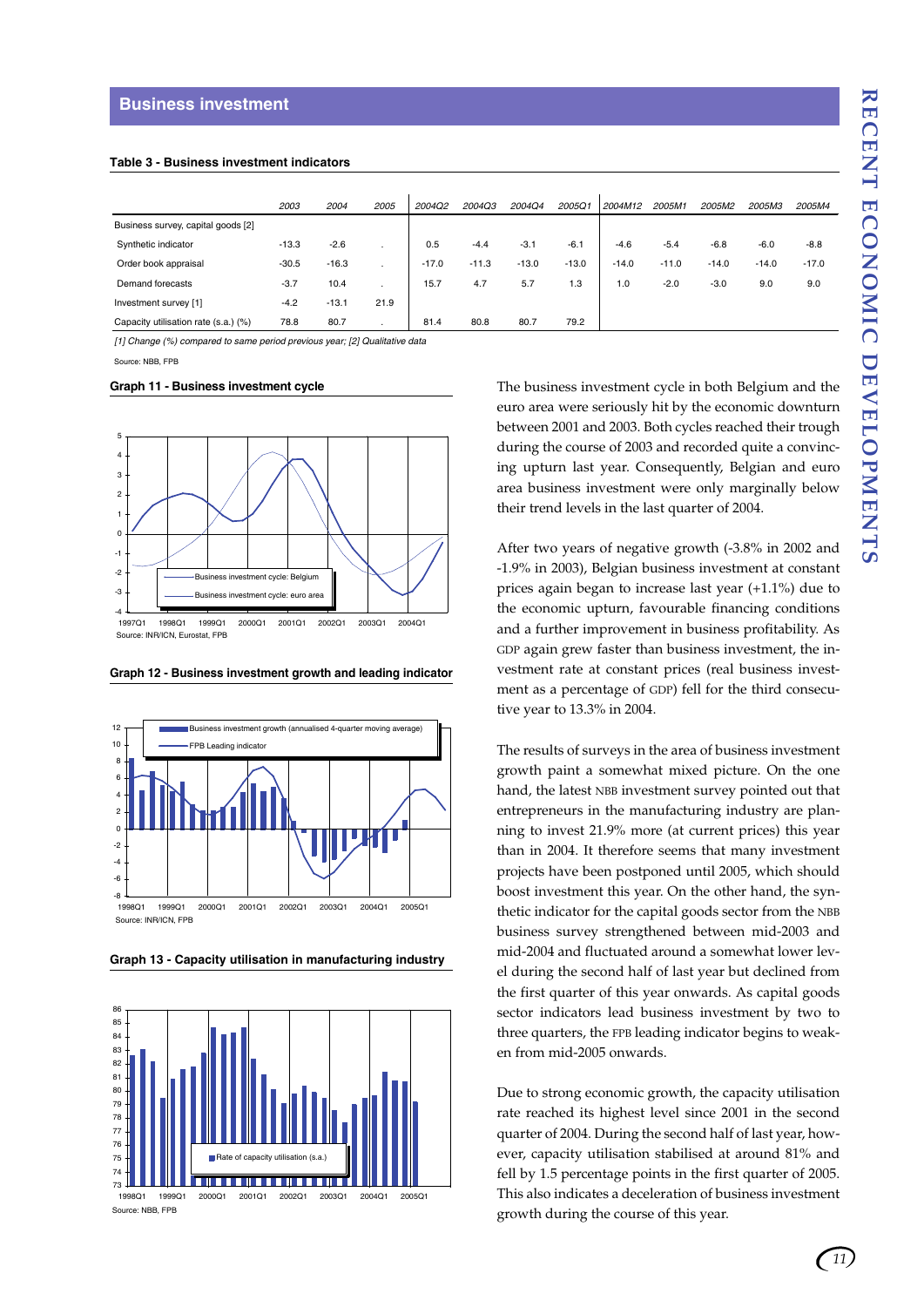## Business investment

**Table 3 - Business investment indicators**

| | 2003 | 2004 | 2005 | 2004Q2 | 2004Q3 | 2004Q4 | 2005Q1 | 2004M12 | 2005M1 | 2005M2 | 2005M3 | 2005M4 |
|---|---|---|---|---|---|---|---|---|---|---|---|---|
| Business survey, capital goods [2] | | | | | | | | | | | | |
| Synthetic indicator | -13.3 | -2.6 | . | 0.5 | -4.4 | -3.1 | -6.1 | -4.6 | -5.4 | -6.8 | -6.0 | -8.8 |
| Order book appraisal | -30.5 | -16.3 | . | -17.0 | -11.3 | -13.0 | -13.0 | -14.0 | -11.0 | -14.0 | -14.0 | -17.0 |
| Demand forecasts | -3.7 | 10.4 | . | 15.7 | 4.7 | 5.7 | 1.3 | 1.0 | -2.0 | -3.0 | 9.0 | 9.0 |
| Investment survey [1] | -4.2 | -13.1 | 21.9 | | | | | | | | | |
| Capacity utilisation rate (s.a.) (%) | 78.8 | 80.7 | . | 81.4 | 80.8 | 80.7 | 79.2 | | | | | |

*[1] Change (%) compared to same period previous year; [2] Qualitative data*

Source: NBB, FPB

**Graph 11 - Business investment cycle**

Source: INR/ICN, Eurostat, FPB

**Graph 12 - Business investment growth and leading indicator**

Source: INR/ICN, FPB

**Graph 13 - Capacity utilisation in manufacturing industry**

Source: NBB, FPB

The business investment cycle in both Belgium and the euro area were seriously hit by the economic downturn between 2001 and 2003. Both cycles reached their trough during the course of 2003 and recorded quite a convincing upturn last year. Consequently, Belgian and euro area business investment were only marginally below their trend levels in the last quarter of 2004.

After two years of negative growth (-3.8% in 2002 and -1.9% in 2003), Belgian business investment at constant prices again began to increase last year (+1.1%) due to the economic upturn, favourable financing conditions and a further improvement in business profitability. As GDP again grew faster than business investment, the investment rate at constant prices (real business investment as a percentage of GDP) fell for the third consecutive year to 13.3% in 2004.

The results of surveys in the area of business investment growth paint a somewhat mixed picture. On the one hand, the latest NBB investment survey pointed out that entrepreneurs in the manufacturing industry are planning to invest 21.9% more (at current prices) this year than in 2004. It therefore seems that many investment projects have been postponed until 2005, which should boost investment this year. On the other hand, the synthetic indicator for the capital goods sector from the NBB business survey strengthened between mid-2003 and mid-2004 and fluctuated around a somewhat lower level during the second half of last year but declined from the first quarter of this year onwards. As capital goods sector indicators lead business investment by two to three quarters, the FPB leading indicator begins to weaken from mid-2005 onwards.

Due to strong economic growth, the capacity utilisation rate reached its highest level since 2001 in the second quarter of 2004. During the second half of last year, however, capacity utilisation stabilised at around 81% and fell by 1.5 percentage points in the first quarter of 2005. This also indicates a deceleration of business investment growth during the course of this year.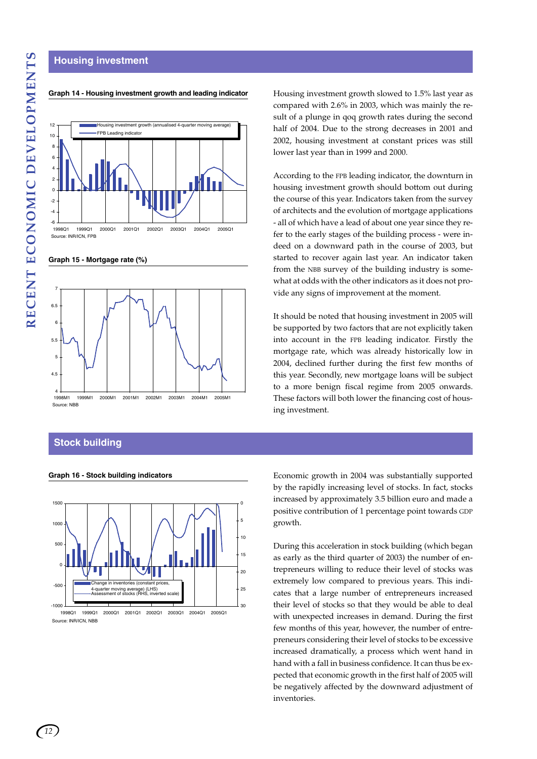## Housing investment

**Graph 14 - Housing investment growth and leading indicator**

Source: INR/ICN, FPB

**Graph 15 - Mortgage rate (%)**

Source: NBB

Housing investment growth slowed to 1.5% last year as compared with 2.6% in 2003, which was mainly the result of a plunge in qoq growth rates during the second half of 2004. Due to the strong decreases in 2001 and 2002, housing investment at constant prices was still lower last year than in 1999 and 2000.

According to the FPB leading indicator, the downturn in housing investment growth should bottom out during the course of this year. Indicators taken from the survey of architects and the evolution of mortgage applications - all of which have a lead of about one year since they refer to the early stages of the building process - were indeed on a downward path in the course of 2003, but started to recover again last year. An indicator taken from the NBB survey of the building industry is somewhat at odds with the other indicators as it does not provide any signs of improvement at the moment.

It should be noted that housing investment in 2005 will be supported by two factors that are not explicitly taken into account in the FPB leading indicator. Firstly the mortgage rate, which was already historically low in 2004, declined further during the first few months of this year. Secondly, new mortgage loans will be subject to a more benign fiscal regime from 2005 onwards. These factors will both lower the financing cost of housing investment.

## Stock building

**Graph 16 - Stock building indicators**

Source: INR/ICN, NBB

Economic growth in 2004 was substantially supported by the rapidly increasing level of stocks. In fact, stocks increased by approximately 3.5 billion euro and made a positive contribution of 1 percentage point towards GDP growth.

During this acceleration in stock building (which began as early as the third quarter of 2003) the number of entrepreneurs willing to reduce their level of stocks was extremely low compared to previous years. This indicates that a large number of entrepreneurs increased their level of stocks so that they would be able to deal with unexpected increases in demand. During the first few months of this year, however, the number of entrepreneurs considering their level of stocks to be excessive increased dramatically, a process which went hand in hand with a fall in business confidence. It can thus be expected that economic growth in the first half of 2005 will be negatively affected by the downward adjustment of inventories.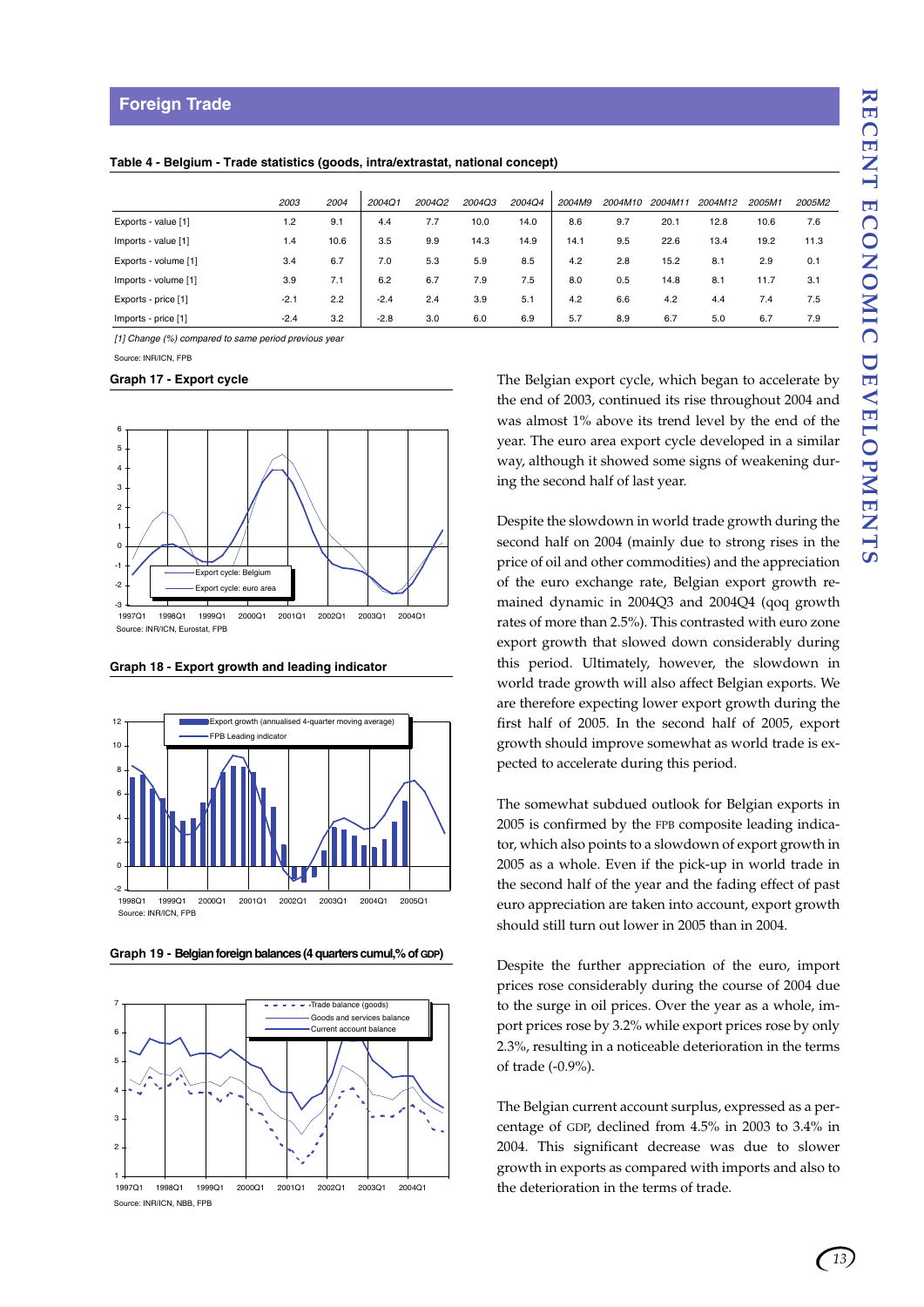## Foreign Trade

**Table 4 - Belgium - Trade statistics (goods, intra/extrastat, national concept)**

| | 2003 | 2004 | 2004Q1 | 2004Q2 | 2004Q3 | 2004Q4 | 2004M9 | 2004M10 | 2004M11 | 2004M12 | 2005M1 | 2005M2 |
|---|---|---|---|---|---|---|---|---|---|---|---|---|
| Exports - value [1] | 1.2 | 9.1 | 4.4 | 7.7 | 10.0 | 14.0 | 8.6 | 9.7 | 20.1 | 12.8 | 10.6 | 7.6 |
| Imports - value [1] | 1.4 | 10.6 | 3.5 | 9.9 | 14.3 | 14.9 | 14.1 | 9.5 | 22.6 | 13.4 | 19.2 | 11.3 |
| Exports - volume [1] | 3.4 | 6.7 | 7.0 | 5.3 | 5.9 | 8.5 | 4.2 | 2.8 | 15.2 | 8.1 | 2.9 | 0.1 |
| Imports - volume [1] | 3.9 | 7.1 | 6.2 | 6.7 | 7.9 | 7.5 | 8.0 | 0.5 | 14.8 | 8.1 | 11.7 | 3.1 |
| Exports - price [1] | -2.1 | 2.2 | -2.4 | 2.4 | 3.9 | 5.1 | 4.2 | 6.6 | 4.2 | 4.4 | 7.4 | 7.5 |
| Imports - price [1] | -2.4 | 3.2 | -2.8 | 3.0 | 6.0 | 6.9 | 5.7 | 8.9 | 6.7 | 5.0 | 6.7 | 7.9 |

*[1] Change (%) compared to same period previous year*

Source: INR/ICN, FPB

**Graph 17 - Export cycle**

Source: INR/ICN, Eurostat, FPB

**Graph 18 - Export growth and leading indicator**

Source: INR/ICN, FPB

**Graph 19 - Belgian foreign balances (4 quarters cumul,% of GDP)**

Source: INR/ICN, NBB, FPB

The Belgian export cycle, which began to accelerate by the end of 2003, continued its rise throughout 2004 and was almost 1% above its trend level by the end of the year. The euro area export cycle developed in a similar way, although it showed some signs of weakening during the second half of last year.

Despite the slowdown in world trade growth during the second half on 2004 (mainly due to strong rises in the price of oil and other commodities) and the appreciation of the euro exchange rate, Belgian export growth remained dynamic in 2004Q3 and 2004Q4 (qoq growth rates of more than 2.5%). This contrasted with euro zone export growth that slowed down considerably during this period. Ultimately, however, the slowdown in world trade growth will also affect Belgian exports. We are therefore expecting lower export growth during the first half of 2005. In the second half of 2005, export growth should improve somewhat as world trade is expected to accelerate during this period.

The somewhat subdued outlook for Belgian exports in 2005 is confirmed by the FPB composite leading indicator, which also points to a slowdown of export growth in 2005 as a whole. Even if the pick-up in world trade in the second half of the year and the fading effect of past euro appreciation are taken into account, export growth should still turn out lower in 2005 than in 2004.

Despite the further appreciation of the euro, import prices rose considerably during the course of 2004 due to the surge in oil prices. Over the year as a whole, import prices rose by 3.2% while export prices rose by only 2.3%, resulting in a noticeable deterioration in the terms of trade (-0.9%).

The Belgian current account surplus, expressed as a percentage of GDP, declined from 4.5% in 2003 to 3.4% in 2004. This significant decrease was due to slower growth in exports as compared with imports and also to the deterioration in the terms of trade.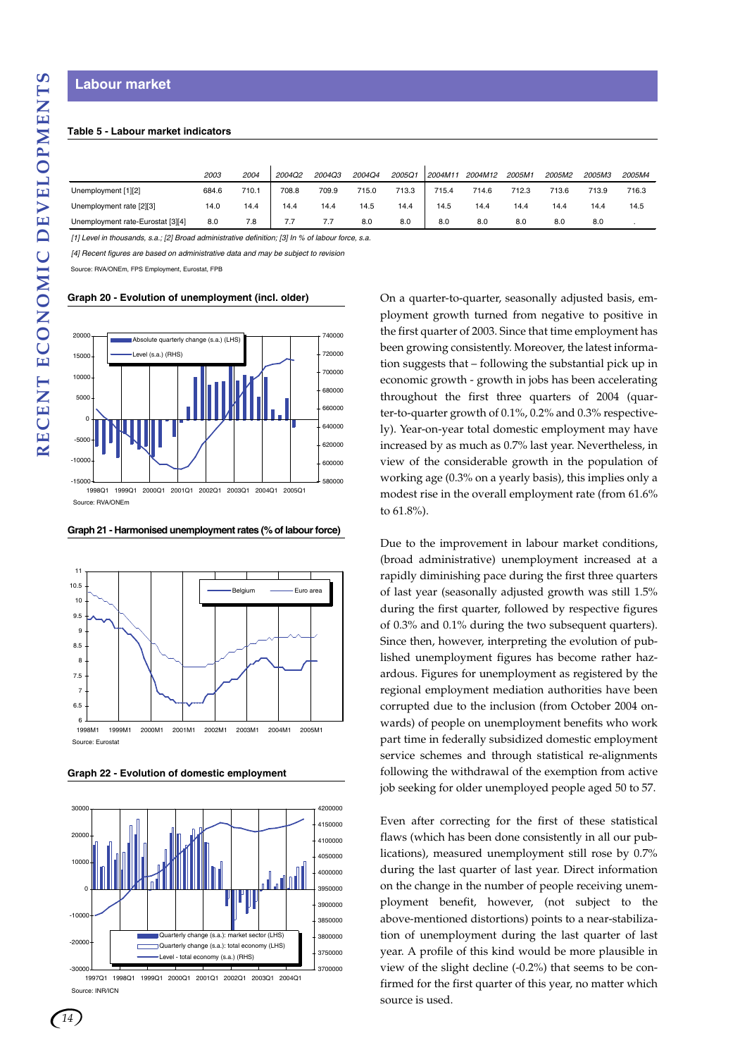## Labour market

**Table 5 - Labour market indicators**

| | 2003 | 2004 | 2004Q2 | 2004Q3 | 2004Q4 | 2005Q1 | 2004M11 | 2004M12 | 2005M1 | 2005M2 | 2005M3 | 2005M4 |
|---|---|---|---|---|---|---|---|---|---|---|---|---|
| Unemployment [1][2] | 684.6 | 710.1 | 708.8 | 709.9 | 715.0 | 713.3 | 715.4 | 714.6 | 712.3 | 713.6 | 713.9 | 716.3 |
| Unemployment rate [2][3] | 14.0 | 14.4 | 14.4 | 14.4 | 14.5 | 14.4 | 14.5 | 14.4 | 14.4 | 14.4 | 14.4 | 14.5 |
| Unemployment rate-Eurostat [3][4] | 8.0 | 7.8 | 7.7 | 7.7 | 8.0 | 8.0 | 8.0 | 8.0 | 8.0 | 8.0 | 8.0 | . |

*[1] Level in thousands, s.a.; [2] Broad administrative definition; [3] In % of labour force, s.a.*

*[4] Recent figures are based on administrative data and may be subject to revision*

Source: RVA/ONEm, FPS Employment, Eurostat, FPB

**Graph 20 - Evolution of unemployment (incl. older)**

Source: RVA/ONEm

**Graph 21 - Harmonised unemployment rates (% of labour force)**

Source: Eurostat

**Graph 22 - Evolution of domestic employment**

Source: INR/ICN

On a quarter-to-quarter, seasonally adjusted basis, employment growth turned from negative to positive in the first quarter of 2003. Since that time employment has been growing consistently. Moreover, the latest information suggests that – following the substantial pick up in economic growth - growth in jobs has been accelerating throughout the first three quarters of 2004 (quarter-to-quarter growth of 0.1%, 0.2% and 0.3% respectively). Year-on-year total domestic employment may have increased by as much as 0.7% last year. Nevertheless, in view of the considerable growth in the population of working age (0.3% on a yearly basis), this implies only a modest rise in the overall employment rate (from 61.6% to 61.8%).

Due to the improvement in labour market conditions, (broad administrative) unemployment increased at a rapidly diminishing pace during the first three quarters of last year (seasonally adjusted growth was still 1.5% during the first quarter, followed by respective figures of 0.3% and 0.1% during the two subsequent quarters). Since then, however, interpreting the evolution of published unemployment figures has become rather hazardous. Figures for unemployment as registered by the regional employment mediation authorities have been corrupted due to the inclusion (from October 2004 onwards) of people on unemployment benefits who work part time in federally subsidized domestic employment service schemes and through statistical re-alignments following the withdrawal of the exemption from active job seeking for older unemployed people aged 50 to 57.

Even after correcting for the first of these statistical flaws (which has been done consistently in all our publications), measured unemployment still rose by 0.7% during the last quarter of last year. Direct information on the change in the number of people receiving unemployment benefit, however, (not subject to the above-mentioned distortions) points to a near-stabilization of unemployment during the last quarter of last year. A profile of this kind would be more plausible in view of the slight decline (-0.2%) that seems to be confirmed for the first quarter of this year, no matter which source is used.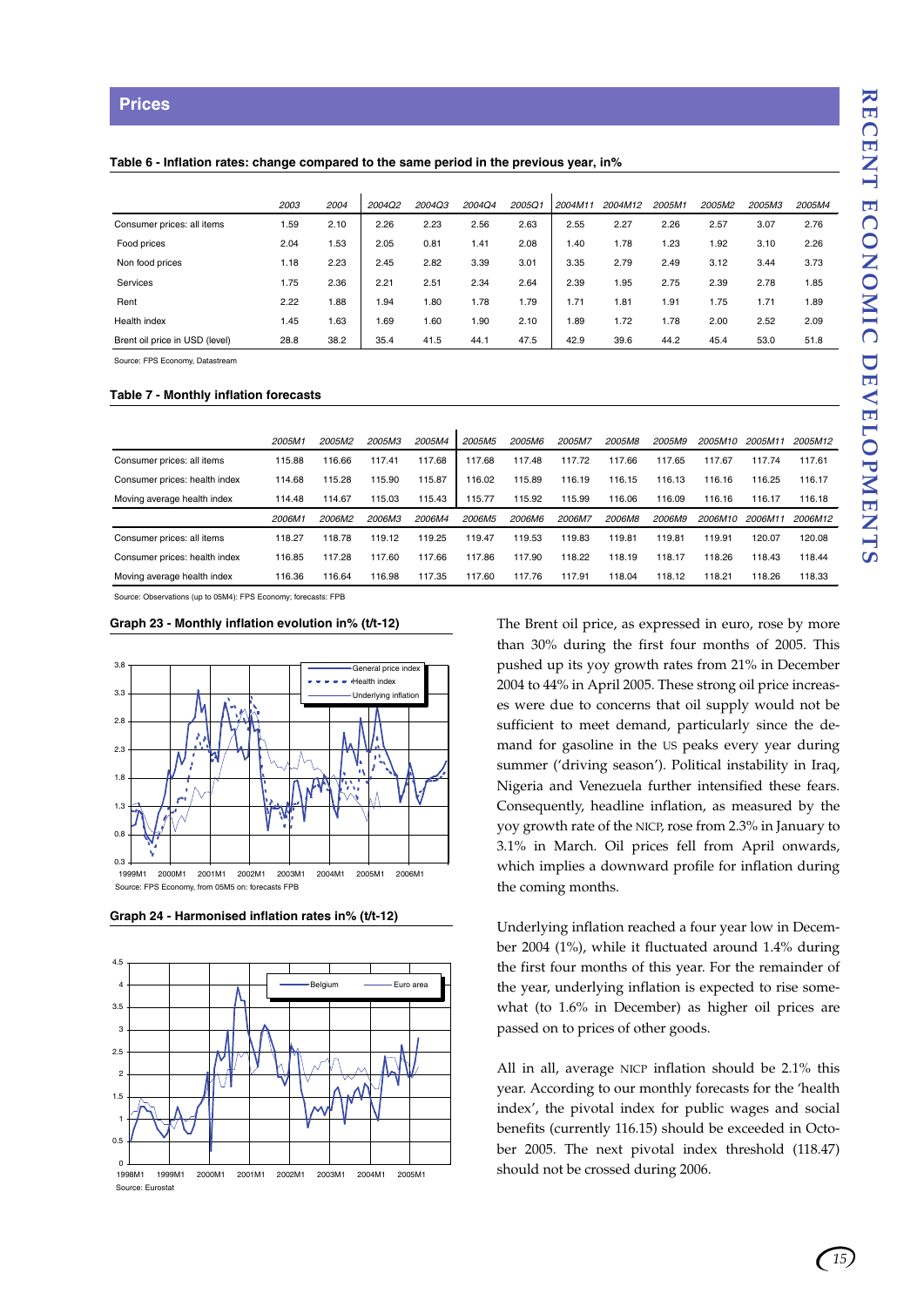## Prices

**Table 6 - Inflation rates: change compared to the same period in the previous year, in%**

| | 2003 | 2004 | 2004Q2 | 2004Q3 | 2004Q4 | 2005Q1 | 2004M11 | 2004M12 | 2005M1 | 2005M2 | 2005M3 | 2005M4 |
|---|---|---|---|---|---|---|---|---|---|---|---|---|
| Consumer prices: all items | 1.59 | 2.10 | 2.26 | 2.23 | 2.56 | 2.63 | 2.55 | 2.27 | 2.26 | 2.57 | 3.07 | 2.76 |
| Food prices | 2.04 | 1.53 | 2.05 | 0.81 | 1.41 | 2.08 | 1.40 | 1.78 | 1.23 | 1.92 | 3.10 | 2.26 |
| Non food prices | 1.18 | 2.23 | 2.45 | 2.82 | 3.39 | 3.01 | 3.35 | 2.79 | 2.49 | 3.12 | 3.44 | 3.73 |
| Services | 1.75 | 2.36 | 2.21 | 2.51 | 2.34 | 2.64 | 2.39 | 1.95 | 2.75 | 2.39 | 2.78 | 1.85 |
| Rent | 2.22 | 1.88 | 1.94 | 1.80 | 1.78 | 1.79 | 1.71 | 1.81 | 1.91 | 1.75 | 1.71 | 1.89 |
| Health index | 1.45 | 1.63 | 1.69 | 1.60 | 1.90 | 2.10 | 1.89 | 1.72 | 1.78 | 2.00 | 2.52 | 2.09 |
| Brent oil price in USD (level) | 28.8 | 38.2 | 35.4 | 41.5 | 44.1 | 47.5 | 42.9 | 39.6 | 44.2 | 45.4 | 53.0 | 51.8 |

Source: FPS Economy, Datastream

**Table 7 - Monthly inflation forecasts**

| | 2005M1 | 2005M2 | 2005M3 | 2005M4 | 2005M5 | 2005M6 | 2005M7 | 2005M8 | 2005M9 | 2005M10 | 2005M11 | 2005M12 |
|---|---|---|---|---|---|---|---|---|---|---|---|---|
| Consumer prices: all items | 115.88 | 116.66 | 117.41 | 117.68 | 117.68 | 117.48 | 117.72 | 117.66 | 117.65 | 117.67 | 117.74 | 117.61 |
| Consumer prices: health index | 114.68 | 115.28 | 115.90 | 115.87 | 116.02 | 115.89 | 116.19 | 116.15 | 116.13 | 116.16 | 116.25 | 116.17 |
| Moving average health index | 114.48 | 114.67 | 115.03 | 115.43 | 115.77 | 115.92 | 115.99 | 116.06 | 116.09 | 116.16 | 116.17 | 116.18 |
| | 2006M1 | 2006M2 | 2006M3 | 2006M4 | 2006M5 | 2006M6 | 2006M7 | 2006M8 | 2006M9 | 2006M10 | 2006M11 | 2006M12 |
| Consumer prices: all items | 118.27 | 118.78 | 119.12 | 119.25 | 119.47 | 119.53 | 119.83 | 119.81 | 119.81 | 119.91 | 120.07 | 120.08 |
| Consumer prices: health index | 116.85 | 117.28 | 117.60 | 117.66 | 117.86 | 117.90 | 118.22 | 118.19 | 118.17 | 118.26 | 118.43 | 118.44 |
| Moving average health index | 116.36 | 116.64 | 116.98 | 117.35 | 117.60 | 117.76 | 117.91 | 118.04 | 118.12 | 118.21 | 118.26 | 118.33 |

Source: Observations (up to 05M4): FPS Economy; forecasts: FPB

**Graph 23 - Monthly inflation evolution in% (t/t-12)**

Source: FPS Economy, from 05M5 on: forecasts FPB

**Graph 24 - Harmonised inflation rates in% (t/t-12)**

Source: Eurostat

The Brent oil price, as expressed in euro, rose by more than 30% during the first four months of 2005. This pushed up its yoy growth rates from 21% in December 2004 to 44% in April 2005. These strong oil price increases were due to concerns that oil supply would not be sufficient to meet demand, particularly since the demand for gasoline in the US peaks every year during summer ('driving season'). Political instability in Iraq, Nigeria and Venezuela further intensified these fears. Consequently, headline inflation, as measured by the yoy growth rate of the NICP, rose from 2.3% in January to 3.1% in March. Oil prices fell from April onwards, which implies a downward profile for inflation during the coming months.

Underlying inflation reached a four year low in December 2004 (1%), while it fluctuated around 1.4% during the first four months of this year. For the remainder of the year, underlying inflation is expected to rise somewhat (to 1.6% in December) as higher oil prices are passed on to prices of other goods.

All in all, average NICP inflation should be 2.1% this year. According to our monthly forecasts for the 'health index', the pivotal index for public wages and social benefits (currently 116.15) should be exceeded in October 2005. The next pivotal index threshold (118.47) should not be crossed during 2006.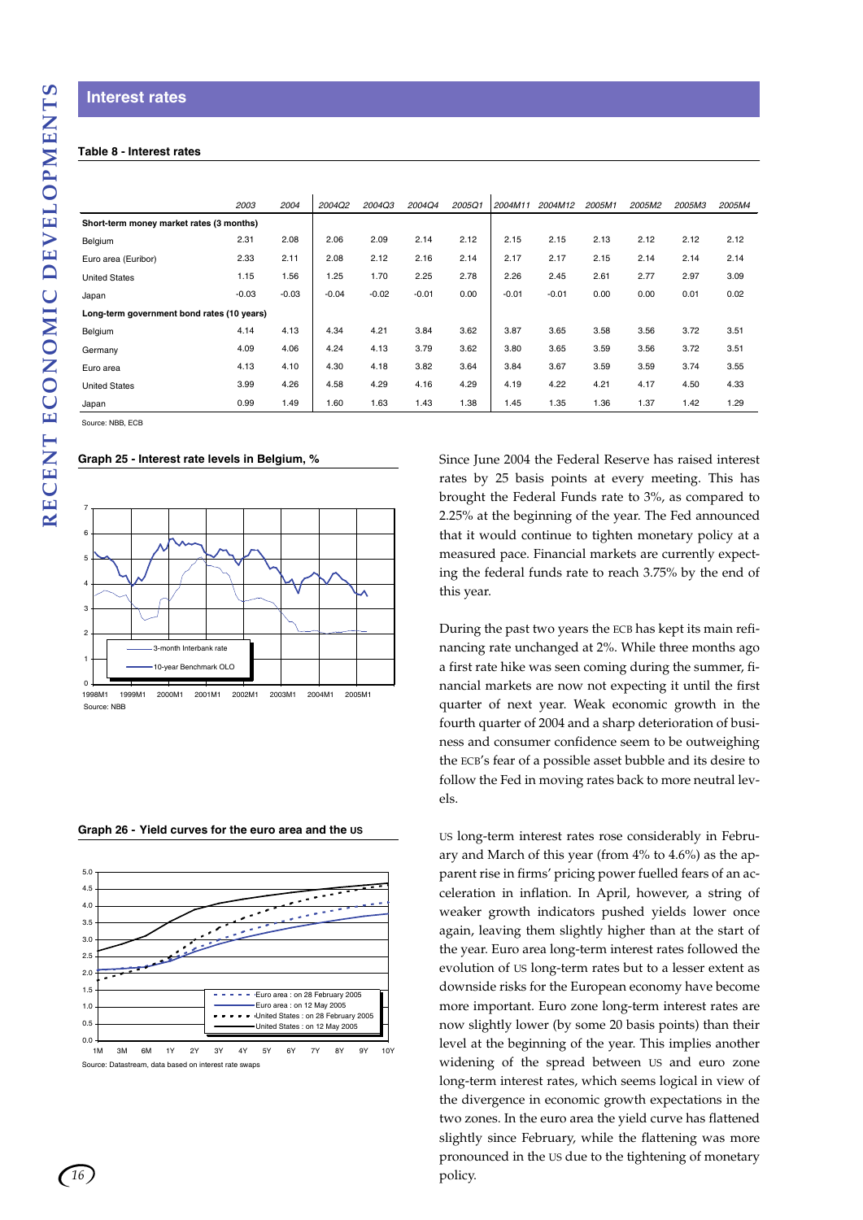## Interest rates

**Table 8 - Interest rates**

| | 2003 | 2004 | 2004Q2 | 2004Q3 | 2004Q4 | 2005Q1 | 2004M11 | 2004M12 | 2005M1 | 2005M2 | 2005M3 | 2005M4 |
|---|---|---|---|---|---|---|---|---|---|---|---|---|
| **Short-term money market rates (3 months)** | | | | | | | | | | | | |
| Belgium | 2.31 | 2.08 | 2.06 | 2.09 | 2.14 | 2.12 | 2.15 | 2.15 | 2.13 | 2.12 | 2.12 | 2.12 |
| Euro area (Euribor) | 2.33 | 2.11 | 2.08 | 2.12 | 2.16 | 2.14 | 2.17 | 2.17 | 2.15 | 2.14 | 2.14 | 2.14 |
| United States | 1.15 | 1.56 | 1.25 | 1.70 | 2.25 | 2.78 | 2.26 | 2.45 | 2.61 | 2.77 | 2.97 | 3.09 |
| Japan | -0.03 | -0.03 | -0.04 | -0.02 | -0.01 | 0.00 | -0.01 | -0.01 | 0.00 | 0.00 | 0.01 | 0.02 |
| **Long-term government bond rates (10 years)** | | | | | | | | | | | | |
| Belgium | 4.14 | 4.13 | 4.34 | 4.21 | 3.84 | 3.62 | 3.87 | 3.65 | 3.58 | 3.56 | 3.72 | 3.51 |
| Germany | 4.09 | 4.06 | 4.24 | 4.13 | 3.79 | 3.62 | 3.80 | 3.65 | 3.59 | 3.56 | 3.72 | 3.51 |
| Euro area | 4.13 | 4.10 | 4.30 | 4.18 | 3.82 | 3.64 | 3.84 | 3.67 | 3.59 | 3.59 | 3.74 | 3.55 |
| United States | 3.99 | 4.26 | 4.58 | 4.29 | 4.16 | 4.29 | 4.19 | 4.22 | 4.21 | 4.17 | 4.50 | 4.33 |
| Japan | 0.99 | 1.49 | 1.60 | 1.63 | 1.43 | 1.38 | 1.45 | 1.35 | 1.36 | 1.37 | 1.42 | 1.29 |

Source: NBB, ECB

**Graph 25 - Interest rate levels in Belgium, %**

Source: NBB

**Graph 26 - Yield curves for the euro area and the US**

Source: Datastream, data based on interest rate swaps

Since June 2004 the Federal Reserve has raised interest rates by 25 basis points at every meeting. This has brought the Federal Funds rate to 3%, as compared to 2.25% at the beginning of the year. The Fed announced that it would continue to tighten monetary policy at a measured pace. Financial markets are currently expecting the federal funds rate to reach 3.75% by the end of this year.

During the past two years the ECB has kept its main refinancing rate unchanged at 2%. While three months ago a first rate hike was seen coming during the summer, financial markets are now not expecting it until the first quarter of next year. Weak economic growth in the fourth quarter of 2004 and a sharp deterioration of business and consumer confidence seem to be outweighing the ECB's fear of a possible asset bubble and its desire to follow the Fed in moving rates back to more neutral levels.

US long-term interest rates rose considerably in February and March of this year (from 4% to 4.6%) as the apparent rise in firms' pricing power fuelled fears of an acceleration in inflation. In April, however, a string of weaker growth indicators pushed yields lower once again, leaving them slightly higher than at the start of the year. Euro area long-term interest rates followed the evolution of US long-term rates but to a lesser extent as downside risks for the European economy have become more important. Euro zone long-term interest rates are now slightly lower (by some 20 basis points) than their level at the beginning of the year. This implies another widening of the spread between US and euro zone long-term interest rates, which seems logical in view of the divergence in economic growth expectations in the two zones. In the euro area the yield curve has flattened slightly since February, while the flattening was more pronounced in the US due to the tightening of monetary policy.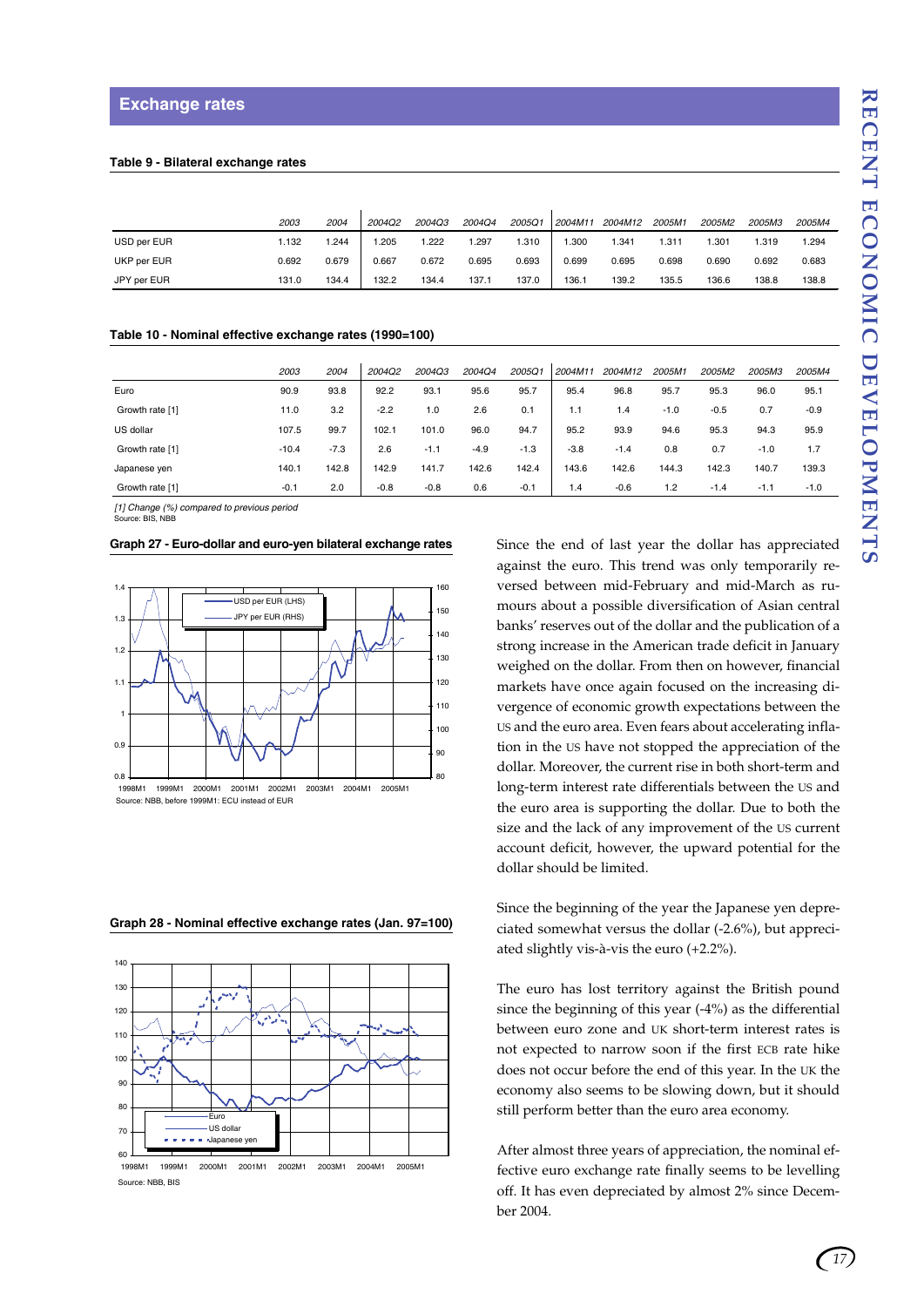## Exchange rates

**Table 9 - Bilateral exchange rates**

| | 2003 | 2004 | 2004Q2 | 2004Q3 | 2004Q4 | 2005Q1 | 2004M11 | 2004M12 | 2005M1 | 2005M2 | 2005M3 | 2005M4 |
|---|---|---|---|---|---|---|---|---|---|---|---|---|
| USD per EUR | 1.132 | 1.244 | 1.205 | 1.222 | 1.297 | 1.310 | 1.300 | 1.341 | 1.311 | 1.301 | 1.319 | 1.294 |
| UKP per EUR | 0.692 | 0.679 | 0.667 | 0.672 | 0.695 | 0.693 | 0.699 | 0.695 | 0.698 | 0.690 | 0.692 | 0.683 |
| JPY per EUR | 131.0 | 134.4 | 132.2 | 134.4 | 137.1 | 137.0 | 136.1 | 139.2 | 135.5 | 136.6 | 138.8 | 138.8 |

**Table 10 - Nominal effective exchange rates (1990=100)**

| | 2003 | 2004 | 2004Q2 | 2004Q3 | 2004Q4 | 2005Q1 | 2004M11 | 2004M12 | 2005M1 | 2005M2 | 2005M3 | 2005M4 |
|---|---|---|---|---|---|---|---|---|---|---|---|---|
| Euro | 90.9 | 93.8 | 92.2 | 93.1 | 95.6 | 95.7 | 95.4 | 96.8 | 95.7 | 95.3 | 96.0 | 95.1 |
| Growth rate [1] | 11.0 | 3.2 | -2.2 | 1.0 | 2.6 | 0.1 | 1.1 | 1.4 | -1.0 | -0.5 | 0.7 | -0.9 |
| US dollar | 107.5 | 99.7 | 102.1 | 101.0 | 96.0 | 94.7 | 95.2 | 93.9 | 94.6 | 95.3 | 94.3 | 95.9 |
| Growth rate [1] | -10.4 | -7.3 | 2.6 | -1.1 | -4.9 | -1.3 | -3.8 | -1.4 | 0.8 | 0.7 | -1.0 | 1.7 |
| Japanese yen | 140.1 | 142.8 | 142.9 | 141.7 | 142.6 | 142.4 | 143.6 | 142.6 | 144.3 | 142.3 | 140.7 | 139.3 |
| Growth rate [1] | -0.1 | 2.0 | -0.8 | -0.8 | 0.6 | -0.1 | 1.4 | -0.6 | 1.2 | -1.4 | -1.1 | -1.0 |

*[1] Change (%) compared to previous period*
Source: BIS, NBB

**Graph 27 - Euro-dollar and euro-yen bilateral exchange rates**

Source: NBB, before 1999M1: ECU instead of EUR

**Graph 28 - Nominal effective exchange rates (Jan. 97=100)**

Source: NBB, BIS

Since the end of last year the dollar has appreciated against the euro. This trend was only temporarily reversed between mid-February and mid-March as rumours about a possible diversification of Asian central banks' reserves out of the dollar and the publication of a strong increase in the American trade deficit in January weighed on the dollar. From then on however, financial markets have once again focused on the increasing divergence of economic growth expectations between the US and the euro area. Even fears about accelerating inflation in the US have not stopped the appreciation of the dollar. Moreover, the current rise in both short-term and long-term interest rate differentials between the US and the euro area is supporting the dollar. Due to both the size and the lack of any improvement of the US current account deficit, however, the upward potential for the dollar should be limited.

Since the beginning of the year the Japanese yen depreciated somewhat versus the dollar (-2.6%), but appreciated slightly vis-à-vis the euro (+2.2%).

The euro has lost territory against the British pound since the beginning of this year (-4%) as the differential between euro zone and UK short-term interest rates is not expected to narrow soon if the first ECB rate hike does not occur before the end of this year. In the UK the economy also seems to be slowing down, but it should still perform better than the euro area economy.

After almost three years of appreciation, the nominal effective euro exchange rate finally seems to be levelling off. It has even depreciated by almost 2% since December 2004.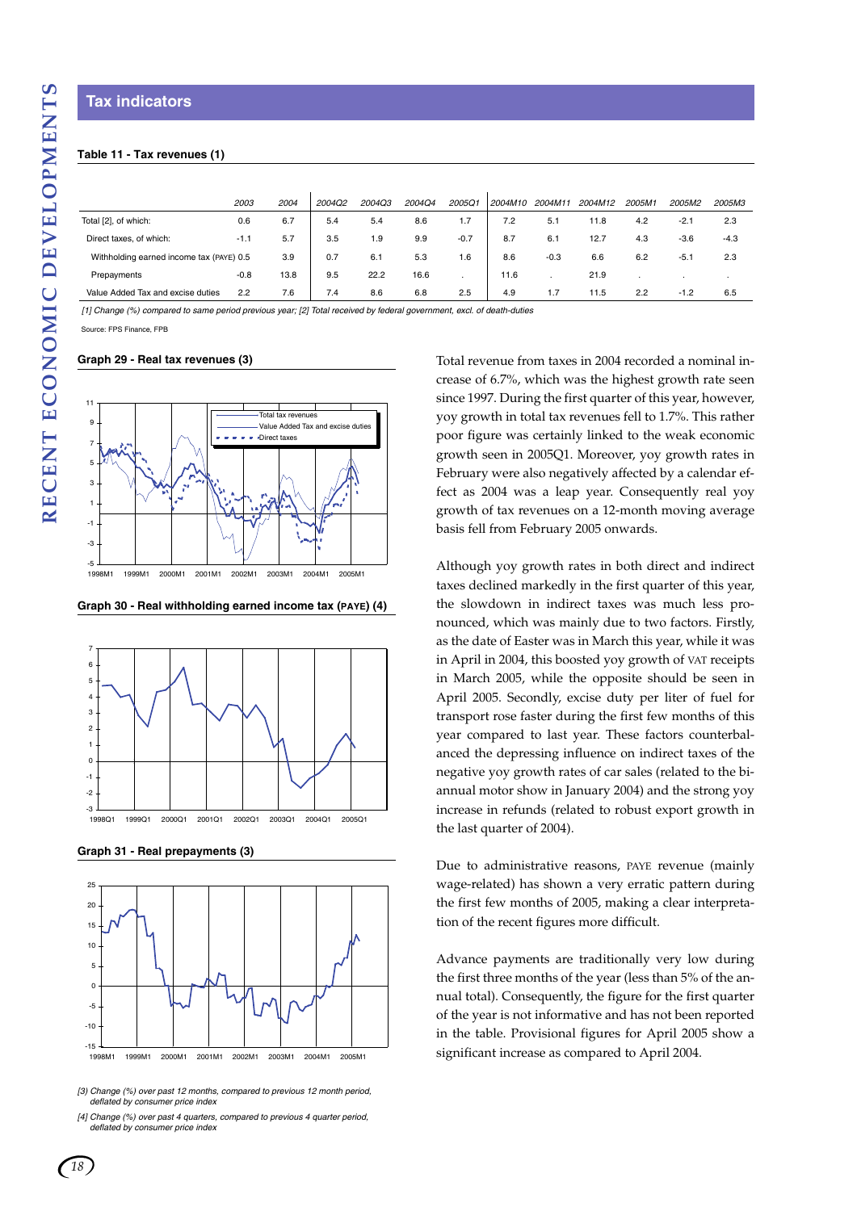## Tax indicators

**Table 11 - Tax revenues (1)**

| | 2003 | 2004 | 2004Q2 | 2004Q3 | 2004Q4 | 2005Q1 | 2004M10 | 2004M11 | 2004M12 | 2005M1 | 2005M2 | 2005M3 |
|---|---|---|---|---|---|---|---|---|---|---|---|---|
| Total [2], of which: | 0.6 | 6.7 | 5.4 | 5.4 | 8.6 | 1.7 | 7.2 | 5.1 | 11.8 | 4.2 | -2.1 | 2.3 |
| Direct taxes, of which: | -1.1 | 5.7 | 3.5 | 1.9 | 9.9 | -0.7 | 8.7 | 6.1 | 12.7 | 4.3 | -3.6 | -4.3 |
| Withholding earned income tax (PAYE) | 0.5 | 3.9 | 0.7 | 6.1 | 5.3 | 1.6 | 8.6 | -0.3 | 6.6 | 6.2 | -5.1 | 2.3 |
| Prepayments | -0.8 | 13.8 | 9.5 | 22.2 | 16.6 | . | 11.6 | . | 21.9 | . | . | . |
| Value Added Tax and excise duties | 2.2 | 7.6 | 7.4 | 8.6 | 6.8 | 2.5 | 4.9 | 1.7 | 11.5 | 2.2 | -1.2 | 6.5 |

*[1] Change (%) compared to same period previous year; [2] Total received by federal government, excl. of death-duties*

Source: FPS Finance, FPB

**Graph 29 - Real tax revenues (3)**

**Graph 30 - Real withholding earned income tax (PAYE) (4)**

**Graph 31 - Real prepayments (3)**

*[3] Change (%) over past 12 months, compared to previous 12 month period, deflated by consumer price index*

*[4] Change (%) over past 4 quarters, compared to previous 4 quarter period, deflated by consumer price index*

Total revenue from taxes in 2004 recorded a nominal increase of 6.7%, which was the highest growth rate seen since 1997. During the first quarter of this year, however, yoy growth in total tax revenues fell to 1.7%. This rather poor figure was certainly linked to the weak economic growth seen in 2005Q1. Moreover, yoy growth rates in February were also negatively affected by a calendar effect as 2004 was a leap year. Consequently real yoy growth of tax revenues on a 12-month moving average basis fell from February 2005 onwards.

Although yoy growth rates in both direct and indirect taxes declined markedly in the first quarter of this year, the slowdown in indirect taxes was much less pronounced, which was mainly due to two factors. Firstly, as the date of Easter was in March this year, while it was in April in 2004, this boosted yoy growth of VAT receipts in March 2005, while the opposite should be seen in April 2005. Secondly, excise duty per liter of fuel for transport rose faster during the first few months of this year compared to last year. These factors counterbalanced the depressing influence on indirect taxes of the negative yoy growth rates of car sales (related to the biannual motor show in January 2004) and the strong yoy increase in refunds (related to robust export growth in the last quarter of 2004).

Due to administrative reasons, PAYE revenue (mainly wage-related) has shown a very erratic pattern during the first few months of 2005, making a clear interpretation of the recent figures more difficult.

Advance payments are traditionally very low during the first three months of the year (less than 5% of the annual total). Consequently, the figure for the first quarter of the year is not informative and has not been reported in the table. Provisional figures for April 2005 show a significant increase as compared to April 2004.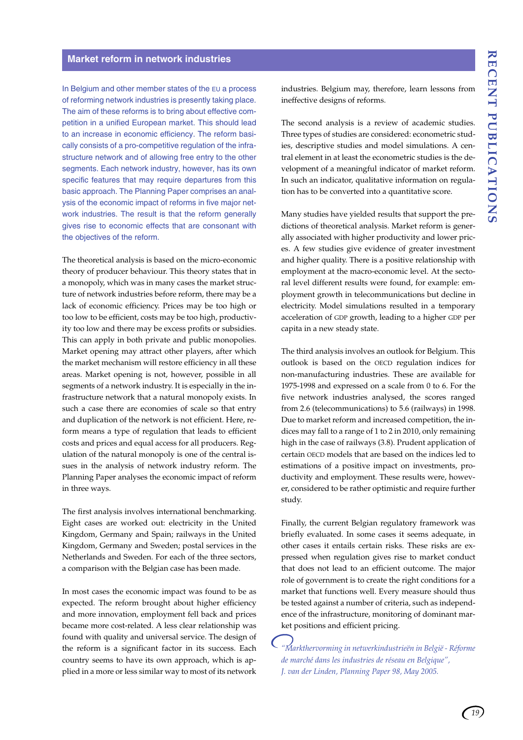## Market reform in network industries

In Belgium and other member states of the EU a process of reforming network industries is presently taking place. The aim of these reforms is to bring about effective competition in a unified European market. This should lead to an increase in economic efficiency. The reform basically consists of a pro-competitive regulation of the infrastructure network and of allowing free entry to the other segments. Each network industry, however, has its own specific features that may require departures from this basic approach. The Planning Paper comprises an analysis of the economic impact of reforms in five major network industries. The result is that the reform generally gives rise to economic effects that are consonant with the objectives of the reform.

The theoretical analysis is based on the micro-economic theory of producer behaviour. This theory states that in a monopoly, which was in many cases the market structure of network industries before reform, there may be a lack of economic efficiency. Prices may be too high or too low to be efficient, costs may be too high, productivity too low and there may be excess profits or subsidies. This can apply in both private and public monopolies. Market opening may attract other players, after which the market mechanism will restore efficiency in all these areas. Market opening is not, however, possible in all segments of a network industry. It is especially in the infrastructure network that a natural monopoly exists. In such a case there are economies of scale so that entry and duplication of the network is not efficient. Here, reform means a type of regulation that leads to efficient costs and prices and equal access for all producers. Regulation of the natural monopoly is one of the central issues in the analysis of network industry reform. The Planning Paper analyses the economic impact of reform in three ways.

The first analysis involves international benchmarking. Eight cases are worked out: electricity in the United Kingdom, Germany and Spain; railways in the United Kingdom, Germany and Sweden; postal services in the Netherlands and Sweden. For each of the three sectors, a comparison with the Belgian case has been made.

In most cases the economic impact was found to be as expected. The reform brought about higher efficiency and more innovation, employment fell back and prices became more cost-related. A less clear relationship was found with quality and universal service. The design of the reform is a significant factor in its success. Each country seems to have its own approach, which is applied in a more or less similar way to most of its network industries. Belgium may, therefore, learn lessons from ineffective designs of reforms.

The second analysis is a review of academic studies. Three types of studies are considered: econometric studies, descriptive studies and model simulations. A central element in at least the econometric studies is the development of a meaningful indicator of market reform. In such an indicator, qualitative information on regulation has to be converted into a quantitative score.

Many studies have yielded results that support the predictions of theoretical analysis. Market reform is generally associated with higher productivity and lower prices. A few studies give evidence of greater investment and higher quality. There is a positive relationship with employment at the macro-economic level. At the sectoral level different results were found, for example: employment growth in telecommunications but decline in electricity. Model simulations resulted in a temporary acceleration of GDP growth, leading to a higher GDP per capita in a new steady state.

The third analysis involves an outlook for Belgium. This outlook is based on the OECD regulation indices for non-manufacturing industries. These are available for 1975-1998 and expressed on a scale from 0 to 6. For the five network industries analysed, the scores ranged from 2.6 (telecommunications) to 5.6 (railways) in 1998. Due to market reform and increased competition, the indices may fall to a range of 1 to 2 in 2010, only remaining high in the case of railways (3.8). Prudent application of certain OECD models that are based on the indices led to estimations of a positive impact on investments, productivity and employment. These results were, however, considered to be rather optimistic and require further study.

Finally, the current Belgian regulatory framework was briefly evaluated. In some cases it seems adequate, in other cases it entails certain risks. These risks are expressed when regulation gives rise to market conduct that does not lead to an efficient outcome. The major role of government is to create the right conditions for a market that functions well. Every measure should thus be tested against a number of criteria, such as independence of the infrastructure, monitoring of dominant market positions and efficient pricing.

*"Marktthervorming in netwerkindustrieën in België - Réforme de marché dans les industries de réseau en Belgique", J. van der Linden, Planning Paper 98, May 2005.*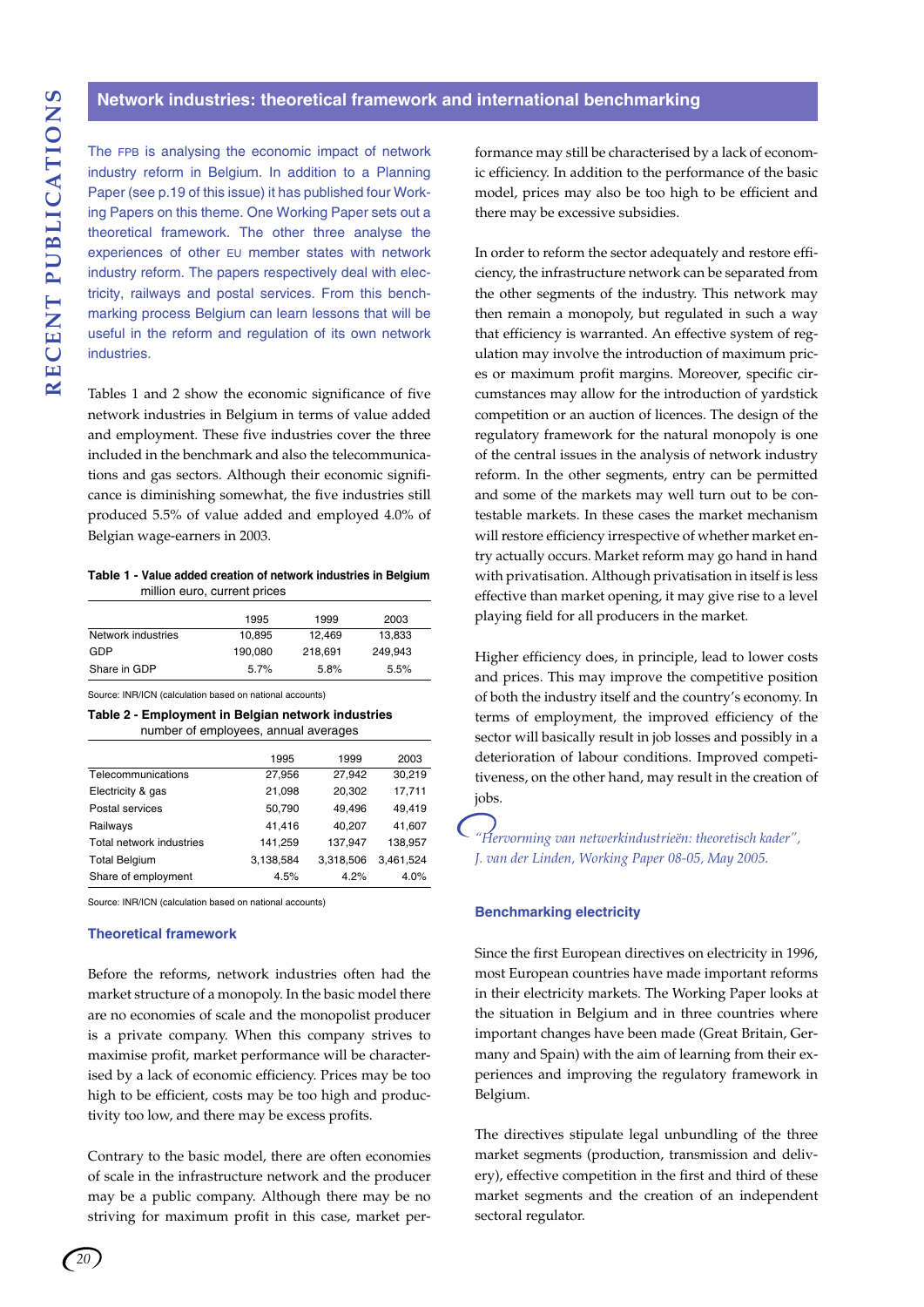## Network industries: theoretical framework and international benchmarking

The FPB is analysing the economic impact of network industry reform in Belgium. In addition to a Planning Paper (see p.19 of this issue) it has published four Working Papers on this theme. One Working Paper sets out a theoretical framework. The other three analyse the experiences of other EU member states with network industry reform. The papers respectively deal with electricity, railways and postal services. From this benchmarking process Belgium can learn lessons that will be useful in the reform and regulation of its own network industries.

Tables 1 and 2 show the economic significance of five network industries in Belgium in terms of value added and employment. These five industries cover the three included in the benchmark and also the telecommunications and gas sectors. Although their economic significance is diminishing somewhat, the five industries still produced 5.5% of value added and employed 4.0% of Belgian wage-earners in 2003.

**Table 1 - Value added creation of network industries in Belgium**
million euro, current prices

| | 1995 | 1999 | 2003 |
|---|---|---|---|
| Network industries | 10,895 | 12,469 | 13,833 |
| GDP | 190,080 | 218,691 | 249,943 |
| Share in GDP | 5.7% | 5.8% | 5.5% |

Source: INR/ICN (calculation based on national accounts)

**Table 2 - Employment in Belgian network industries**
number of employees, annual averages

| | 1995 | 1999 | 2003 |
|---|---|---|---|
| Telecommunications | 27,956 | 27,942 | 30,219 |
| Electricity & gas | 21,098 | 20,302 | 17,711 |
| Postal services | 50,790 | 49,496 | 49,419 |
| Railways | 41,416 | 40,207 | 41,607 |
| Total network industries | 141,259 | 137,947 | 138,957 |
| Total Belgium | 3,138,584 | 3,318,506 | 3,461,524 |
| Share of employment | 4.5% | 4.2% | 4.0% |

Source: INR/ICN (calculation based on national accounts)

### Theoretical framework

Before the reforms, network industries often had the market structure of a monopoly. In the basic model there are no economies of scale and the monopolist producer is a private company. When this company strives to maximise profit, market performance will be characterised by a lack of economic efficiency. Prices may be too high to be efficient, costs may be too high and productivity too low, and there may be excess profits.

Contrary to the basic model, there are often economies of scale in the infrastructure network and the producer may be a public company. Although there may be no striving for maximum profit in this case, market performance may still be characterised by a lack of economic efficiency. In addition to the performance of the basic model, prices may also be too high to be efficient and there may be excessive subsidies.

In order to reform the sector adequately and restore efficiency, the infrastructure network can be separated from the other segments of the industry. This network may then remain a monopoly, but regulated in such a way that efficiency is warranted. An effective system of regulation may involve the introduction of maximum prices or maximum profit margins. Moreover, specific circumstances may allow for the introduction of yardstick competition or an auction of licences. The design of the regulatory framework for the natural monopoly is one of the central issues in the analysis of network industry reform. In the other segments, entry can be permitted and some of the markets may well turn out to be contestable markets. In these cases the market mechanism will restore efficiency irrespective of whether market entry actually occurs. Market reform may go hand in hand with privatisation. Although privatisation in itself is less effective than market opening, it may give rise to a level playing field for all producers in the market.

Higher efficiency does, in principle, lead to lower costs and prices. This may improve the competitive position of both the industry itself and the country's economy. In terms of employment, the improved efficiency of the sector will basically result in job losses and possibly in a deterioration of labour conditions. Improved competitiveness, on the other hand, may result in the creation of jobs.

*"Hervorming van netwerkindustrieën: theoretisch kader", J. van der Linden, Working Paper 08-05, May 2005.*

### Benchmarking electricity

Since the first European directives on electricity in 1996, most European countries have made important reforms in their electricity markets. The Working Paper looks at the situation in Belgium and in three countries where important changes have been made (Great Britain, Germany and Spain) with the aim of learning from their experiences and improving the regulatory framework in Belgium.

The directives stipulate legal unbundling of the three market segments (production, transmission and delivery), effective competition in the first and third of these market segments and the creation of an independent sectoral regulator.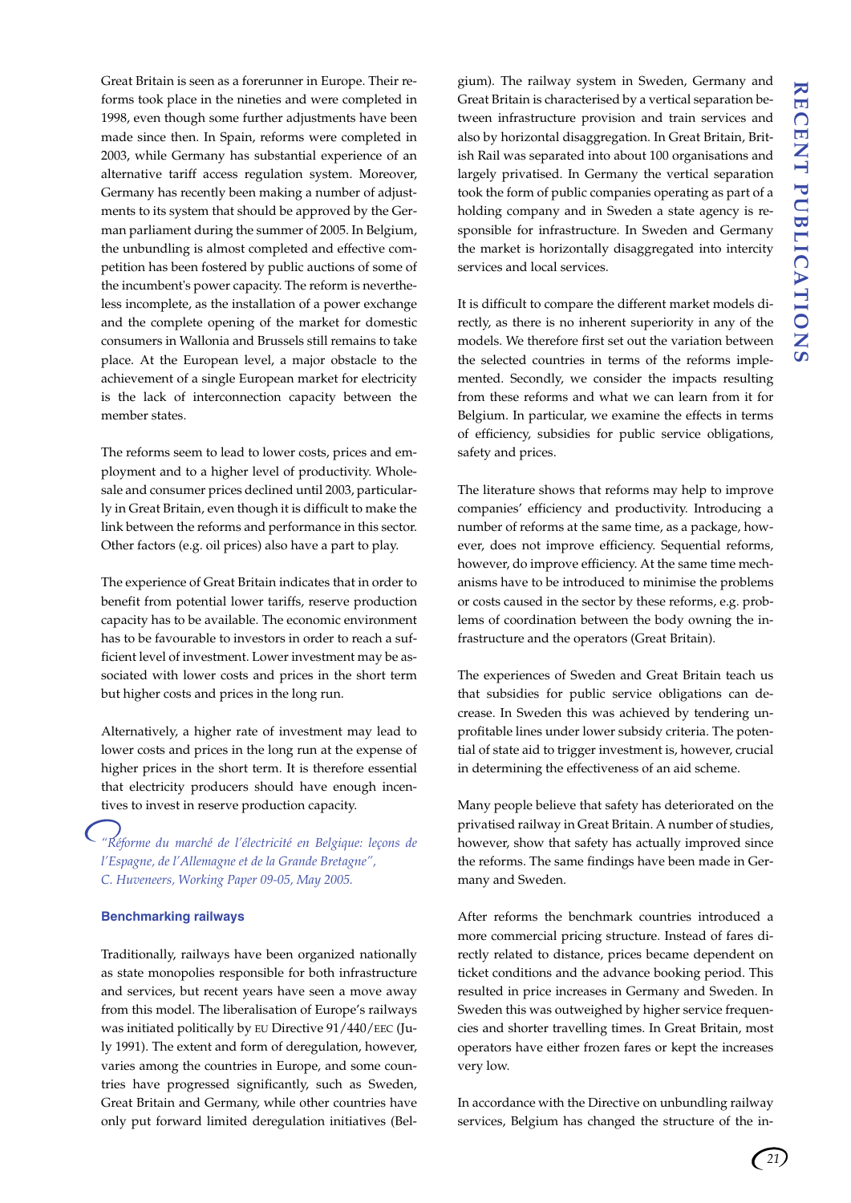Great Britain is seen as a forerunner in Europe. Their reforms took place in the nineties and were completed in 1998, even though some further adjustments have been made since then. In Spain, reforms were completed in 2003, while Germany has substantial experience of an alternative tariff access regulation system. Moreover, Germany has recently been making a number of adjustments to its system that should be approved by the German parliament during the summer of 2005. In Belgium, the unbundling is almost completed and effective competition has been fostered by public auctions of some of the incumbent's power capacity. The reform is nevertheless incomplete, as the installation of a power exchange and the complete opening of the market for domestic consumers in Wallonia and Brussels still remains to take place. At the European level, a major obstacle to the achievement of a single European market for electricity is the lack of interconnection capacity between the member states.

The reforms seem to lead to lower costs, prices and employment and to a higher level of productivity. Wholesale and consumer prices declined until 2003, particularly in Great Britain, even though it is difficult to make the link between the reforms and performance in this sector. Other factors (e.g. oil prices) also have a part to play.

The experience of Great Britain indicates that in order to benefit from potential lower tariffs, reserve production capacity has to be available. The economic environment has to be favourable to investors in order to reach a sufficient level of investment. Lower investment may be associated with lower costs and prices in the short term but higher costs and prices in the long run.

Alternatively, a higher rate of investment may lead to lower costs and prices in the long run at the expense of higher prices in the short term. It is therefore essential that electricity producers should have enough incentives to invest in reserve production capacity.

*"Réforme du marché de l'électricité en Belgique: leçons de l'Espagne, de l'Allemagne et de la Grande Bretagne", C. Huveneers, Working Paper 09-05, May 2005.*

### Benchmarking railways

Traditionally, railways have been organized nationally as state monopolies responsible for both infrastructure and services, but recent years have seen a move away from this model. The liberalisation of Europe's railways was initiated politically by EU Directive 91/440/EEC (July 1991). The extent and form of deregulation, however, varies among the countries in Europe, and some countries have progressed significantly, such as Sweden, Great Britain and Germany, while other countries have only put forward limited deregulation initiatives (Belgium). The railway system in Sweden, Germany and Great Britain is characterised by a vertical separation between infrastructure provision and train services and also by horizontal disaggregation. In Great Britain, British Rail was separated into about 100 organisations and largely privatised. In Germany the vertical separation took the form of public companies operating as part of a holding company and in Sweden a state agency is responsible for infrastructure. In Sweden and Germany the market is horizontally disaggregated into intercity services and local services.

It is difficult to compare the different market models directly, as there is no inherent superiority in any of the models. We therefore first set out the variation between the selected countries in terms of the reforms implemented. Secondly, we consider the impacts resulting from these reforms and what we can learn from it for Belgium. In particular, we examine the effects in terms of efficiency, subsidies for public service obligations, safety and prices.

The literature shows that reforms may help to improve companies' efficiency and productivity. Introducing a number of reforms at the same time, as a package, however, does not improve efficiency. Sequential reforms, however, do improve efficiency. At the same time mechanisms have to be introduced to minimise the problems or costs caused in the sector by these reforms, e.g. problems of coordination between the body owning the infrastructure and the operators (Great Britain).

The experiences of Sweden and Great Britain teach us that subsidies for public service obligations can decrease. In Sweden this was achieved by tendering unprofitable lines under lower subsidy criteria. The potential of state aid to trigger investment is, however, crucial in determining the effectiveness of an aid scheme.

Many people believe that safety has deteriorated on the privatised railway in Great Britain. A number of studies, however, show that safety has actually improved since the reforms. The same findings have been made in Germany and Sweden.

After reforms the benchmark countries introduced a more commercial pricing structure. Instead of fares directly related to distance, prices became dependent on ticket conditions and the advance booking period. This resulted in price increases in Germany and Sweden. In Sweden this was outweighed by higher service frequencies and shorter travelling times. In Great Britain, most operators have either frozen fares or kept the increases very low.

In accordance with the Directive on unbundling railway services, Belgium has changed the structure of the in-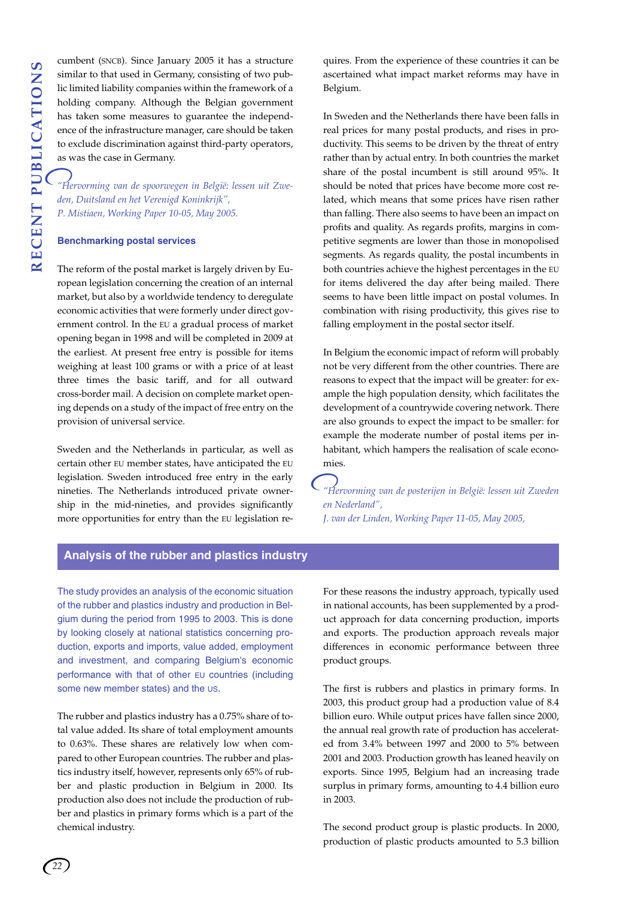cumbent (SNCB). Since January 2005 it has a structure similar to that used in Germany, consisting of two public limited liability companies within the framework of a holding company. Although the Belgian government has taken some measures to guarantee the independence of the infrastructure manager, care should be taken to exclude discrimination against third-party operators, as was the case in Germany.

*"Hervorming van de spoorwegen in België: lessen uit Zweden, Duitsland en het Verenigd Koninkrijk", P. Mistiaen, Working Paper 10-05, May 2005.*

### Benchmarking postal services

The reform of the postal market is largely driven by European legislation concerning the creation of an internal market, but also by a worldwide tendency to deregulate economic activities that were formerly under direct government control. In the EU a gradual process of market opening began in 1998 and will be completed in 2009 at the earliest. At present free entry is possible for items weighing at least 100 grams or with a price of at least three times the basic tariff, and for all outward cross-border mail. A decision on complete market opening depends on a study of the impact of free entry on the provision of universal service.

Sweden and the Netherlands in particular, as well as certain other EU member states, have anticipated the EU legislation. Sweden introduced free entry in the early nineties. The Netherlands introduced private ownership in the mid-nineties, and provides significantly more opportunities for entry than the EU legislation requires. From the experience of these countries it can be ascertained what impact market reforms may have in Belgium.

In Sweden and the Netherlands there have been falls in real prices for many postal products, and rises in productivity. This seems to be driven by the threat of entry rather than by actual entry. In both countries the market share of the postal incumbent is still around 95%. It should be noted that prices have become more cost related, which means that some prices have risen rather than falling. There also seems to have been an impact on profits and quality. As regards profits, margins in competitive segments are lower than those in monopolised segments. As regards quality, the postal incumbents in both countries achieve the highest percentages in the EU for items delivered the day after being mailed. There seems to have been little impact on postal volumes. In combination with rising productivity, this gives rise to falling employment in the postal sector itself.

In Belgium the economic impact of reform will probably not be very different from the other countries. There are reasons to expect that the impact will be greater: for example the high population density, which facilitates the development of a countrywide covering network. There are also grounds to expect the impact to be smaller: for example the moderate number of postal items per inhabitant, which hampers the realisation of scale economies.

*"Hervorming van de posterijen in België: lessen uit Zweden en Nederland", J. van der Linden, Working Paper 11-05, May 2005,*

## Analysis of the rubber and plastics industry

The study provides an analysis of the economic situation of the rubber and plastics industry and production in Belgium during the period from 1995 to 2003. This is done by looking closely at national statistics concerning production, exports and imports, value added, employment and investment, and comparing Belgium's economic performance with that of other EU countries (including some new member states) and the US.

The rubber and plastics industry has a 0.75% share of total value added. Its share of total employment amounts to 0.63%. These shares are relatively low when compared to other European countries. The rubber and plastics industry itself, however, represents only 65% of rubber and plastic production in Belgium in 2000. Its production also does not include the production of rubber and plastics in primary forms which is a part of the chemical industry.

For these reasons the industry approach, typically used in national accounts, has been supplemented by a product approach for data concerning production, imports and exports. The production approach reveals major differences in economic performance between three product groups.

The first is rubbers and plastics in primary forms. In 2003, this product group had a production value of 8.4 billion euro. While output prices have fallen since 2000, the annual real growth rate of production has accelerated from 3.4% between 1997 and 2000 to 5% between 2001 and 2003. Production growth has leaned heavily on exports. Since 1995, Belgium had an increasing trade surplus in primary forms, amounting to 4.4 billion euro in 2003.

The second product group is plastic products. In 2000, production of plastic products amounted to 5.3 billion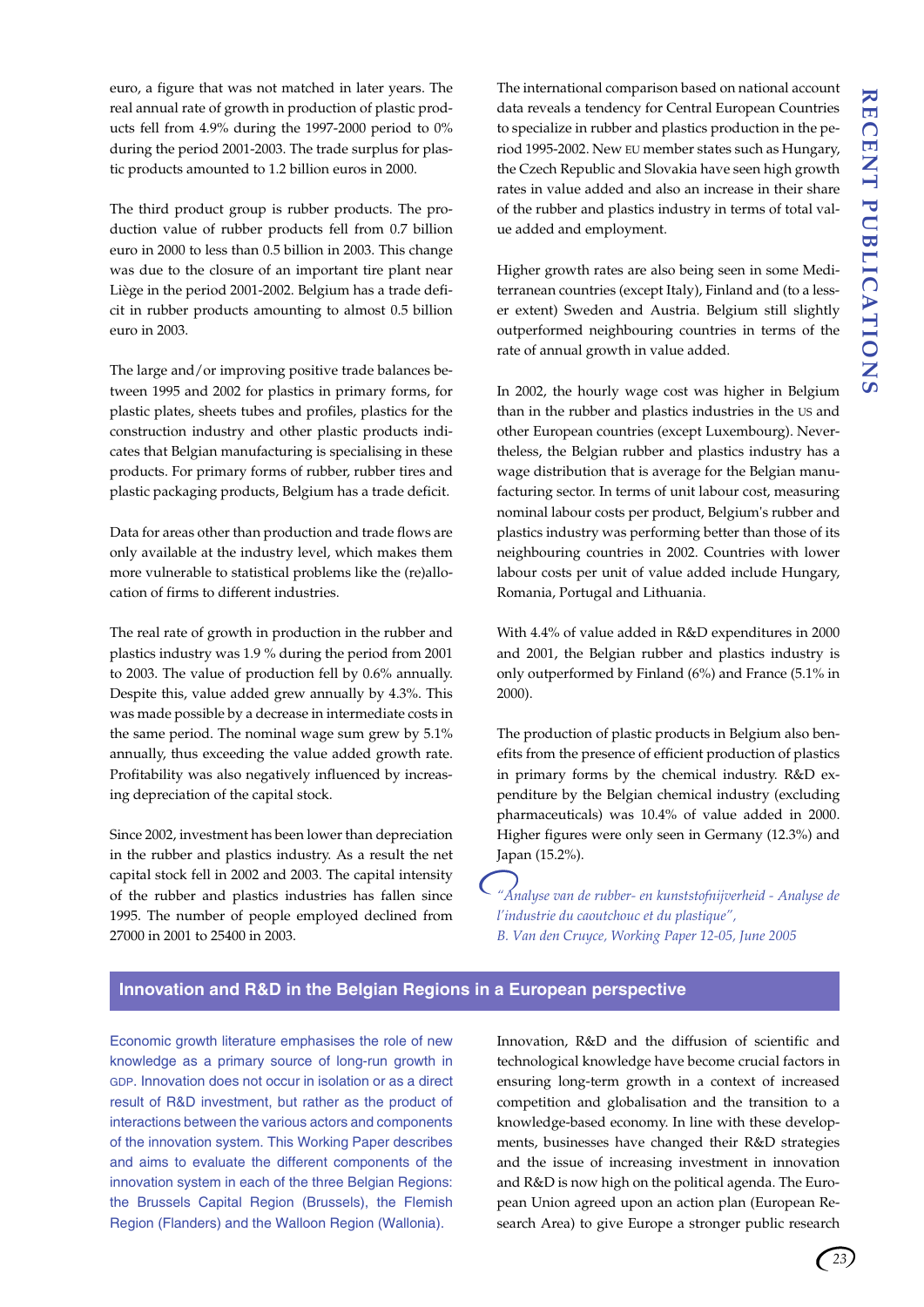euro, a figure that was not matched in later years. The real annual rate of growth in production of plastic products fell from 4.9% during the 1997-2000 period to 0% during the period 2001-2003. The trade surplus for plastic products amounted to 1.2 billion euros in 2000.

The third product group is rubber products. The production value of rubber products fell from 0.7 billion euro in 2000 to less than 0.5 billion in 2003. This change was due to the closure of an important tire plant near Liège in the period 2001-2002. Belgium has a trade deficit in rubber products amounting to almost 0.5 billion euro in 2003.

The large and/or improving positive trade balances between 1995 and 2002 for plastics in primary forms, for plastic plates, sheets tubes and profiles, plastics for the construction industry and other plastic products indicates that Belgian manufacturing is specialising in these products. For primary forms of rubber, rubber tires and plastic packaging products, Belgium has a trade deficit.

Data for areas other than production and trade flows are only available at the industry level, which makes them more vulnerable to statistical problems like the (re)allocation of firms to different industries.

The real rate of growth in production in the rubber and plastics industry was 1.9 % during the period from 2001 to 2003. The value of production fell by 0.6% annually. Despite this, value added grew annually by 4.3%. This was made possible by a decrease in intermediate costs in the same period. The nominal wage sum grew by 5.1% annually, thus exceeding the value added growth rate. Profitability was also negatively influenced by increasing depreciation of the capital stock.

Since 2002, investment has been lower than depreciation in the rubber and plastics industry. As a result the net capital stock fell in 2002 and 2003. The capital intensity of the rubber and plastics industries has fallen since 1995. The number of people employed declined from 27000 in 2001 to 25400 in 2003.

The international comparison based on national account data reveals a tendency for Central European Countries to specialize in rubber and plastics production in the period 1995-2002. New EU member states such as Hungary, the Czech Republic and Slovakia have seen high growth rates in value added and also an increase in their share of the rubber and plastics industry in terms of total value added and employment.

Higher growth rates are also being seen in some Mediterranean countries (except Italy), Finland and (to a lesser extent) Sweden and Austria. Belgium still slightly outperformed neighbouring countries in terms of the rate of annual growth in value added.

In 2002, the hourly wage cost was higher in Belgium than in the rubber and plastics industries in the US and other European countries (except Luxembourg). Nevertheless, the Belgian rubber and plastics industry has a wage distribution that is average for the Belgian manufacturing sector. In terms of unit labour cost, measuring nominal labour costs per product, Belgium's rubber and plastics industry was performing better than those of its neighbouring countries in 2002. Countries with lower labour costs per unit of value added include Hungary, Romania, Portugal and Lithuania.

With 4.4% of value added in R&D expenditures in 2000 and 2001, the Belgian rubber and plastics industry is only outperformed by Finland (6%) and France (5.1% in 2000).

The production of plastic products in Belgium also benefits from the presence of efficient production of plastics in primary forms by the chemical industry. R&D expenditure by the Belgian chemical industry (excluding pharmaceuticals) was 10.4% of value added in 2000. Higher figures were only seen in Germany (12.3%) and Japan (15.2%).

*"Analyse van de rubber- en kunststofnijverheid - Analyse de l'industrie du caoutchouc et du plastique",*
*B. Van den Cruyce, Working Paper 12-05, June 2005*

## Innovation and R&D in the Belgian Regions in a European perspective

Economic growth literature emphasises the role of new knowledge as a primary source of long-run growth in GDP. Innovation does not occur in isolation or as a direct result of R&D investment, but rather as the product of interactions between the various actors and components of the innovation system. This Working Paper describes and aims to evaluate the different components of the innovation system in each of the three Belgian Regions: the Brussels Capital Region (Brussels), the Flemish Region (Flanders) and the Walloon Region (Wallonia).

Innovation, R&D and the diffusion of scientific and technological knowledge have become crucial factors in ensuring long-term growth in a context of increased competition and globalisation and the transition to a knowledge-based economy. In line with these developments, businesses have changed their R&D strategies and the issue of increasing investment in innovation and R&D is now high on the political agenda. The European Union agreed upon an action plan (European Research Area) to give Europe a stronger public research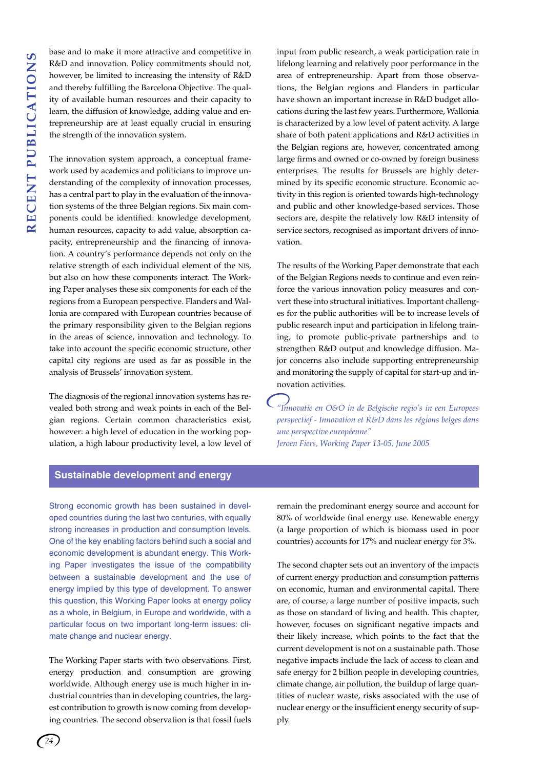base and to make it more attractive and competitive in R&D and innovation. Policy commitments should not, however, be limited to increasing the intensity of R&D and thereby fulfilling the Barcelona Objective. The quality of available human resources and their capacity to learn, the diffusion of knowledge, adding value and entrepreneurship are at least equally crucial in ensuring the strength of the innovation system.

The innovation system approach, a conceptual framework used by academics and politicians to improve understanding of the complexity of innovation processes, has a central part to play in the evaluation of the innovation systems of the three Belgian regions. Six main components could be identified: knowledge development, human resources, capacity to add value, absorption capacity, entrepreneurship and the financing of innovation. A country's performance depends not only on the relative strength of each individual element of the NIS, but also on how these components interact. The Working Paper analyses these six components for each of the regions from a European perspective. Flanders and Wallonia are compared with European countries because of the primary responsibility given to the Belgian regions in the areas of science, innovation and technology. To take into account the specific economic structure, other capital city regions are used as far as possible in the analysis of Brussels' innovation system.

The diagnosis of the regional innovation systems has revealed both strong and weak points in each of the Belgian regions. Certain common characteristics exist, however: a high level of education in the working population, a high labour productivity level, a low level of input from public research, a weak participation rate in lifelong learning and relatively poor performance in the area of entrepreneurship. Apart from those observations, the Belgian regions and Flanders in particular have shown an important increase in R&D budget allocations during the last few years. Furthermore, Wallonia is characterized by a low level of patent activity. A large share of both patent applications and R&D activities in the Belgian regions are, however, concentrated among large firms and owned or co-owned by foreign business enterprises. The results for Brussels are highly determined by its specific economic structure. Economic activity in this region is oriented towards high-technology and public and other knowledge-based services. Those sectors are, despite the relatively low R&D intensity of service sectors, recognised as important drivers of innovation.

The results of the Working Paper demonstrate that each of the Belgian Regions needs to continue and even reinforce the various innovation policy measures and convert these into structural initiatives. Important challenges for the public authorities will be to increase levels of public research input and participation in lifelong training, to promote public-private partnerships and to strengthen R&D output and knowledge diffusion. Major concerns also include supporting entrepreneurship and monitoring the supply of capital for start-up and innovation activities.

*"Innovatie en O&O in de Belgische regio's in een Europees perspectief - Innovation et R&D dans les régions belges dans une perspective européenne"*
*Jeroen Fiers, Working Paper 13-05, June 2005*

## Sustainable development and energy

Strong economic growth has been sustained in developed countries during the last two centuries, with equally strong increases in production and consumption levels. One of the key enabling factors behind such a social and economic development is abundant energy. This Working Paper investigates the issue of the compatibility between a sustainable development and the use of energy implied by this type of development. To answer this question, this Working Paper looks at energy policy as a whole, in Belgium, in Europe and worldwide, with a particular focus on two important long-term issues: climate change and nuclear energy.

The Working Paper starts with two observations. First, energy production and consumption are growing worldwide. Although energy use is much higher in industrial countries than in developing countries, the largest contribution to growth is now coming from developing countries. The second observation is that fossil fuels remain the predominant energy source and account for 80% of worldwide final energy use. Renewable energy (a large proportion of which is biomass used in poor countries) accounts for 17% and nuclear energy for 3%.

The second chapter sets out an inventory of the impacts of current energy production and consumption patterns on economic, human and environmental capital. There are, of course, a large number of positive impacts, such as those on standard of living and health. This chapter, however, focuses on significant negative impacts and their likely increase, which points to the fact that the current development is not on a sustainable path. Those negative impacts include the lack of access to clean and safe energy for 2 billion people in developing countries, climate change, air pollution, the buildup of large quantities of nuclear waste, risks associated with the use of nuclear energy or the insufficient energy security of supply.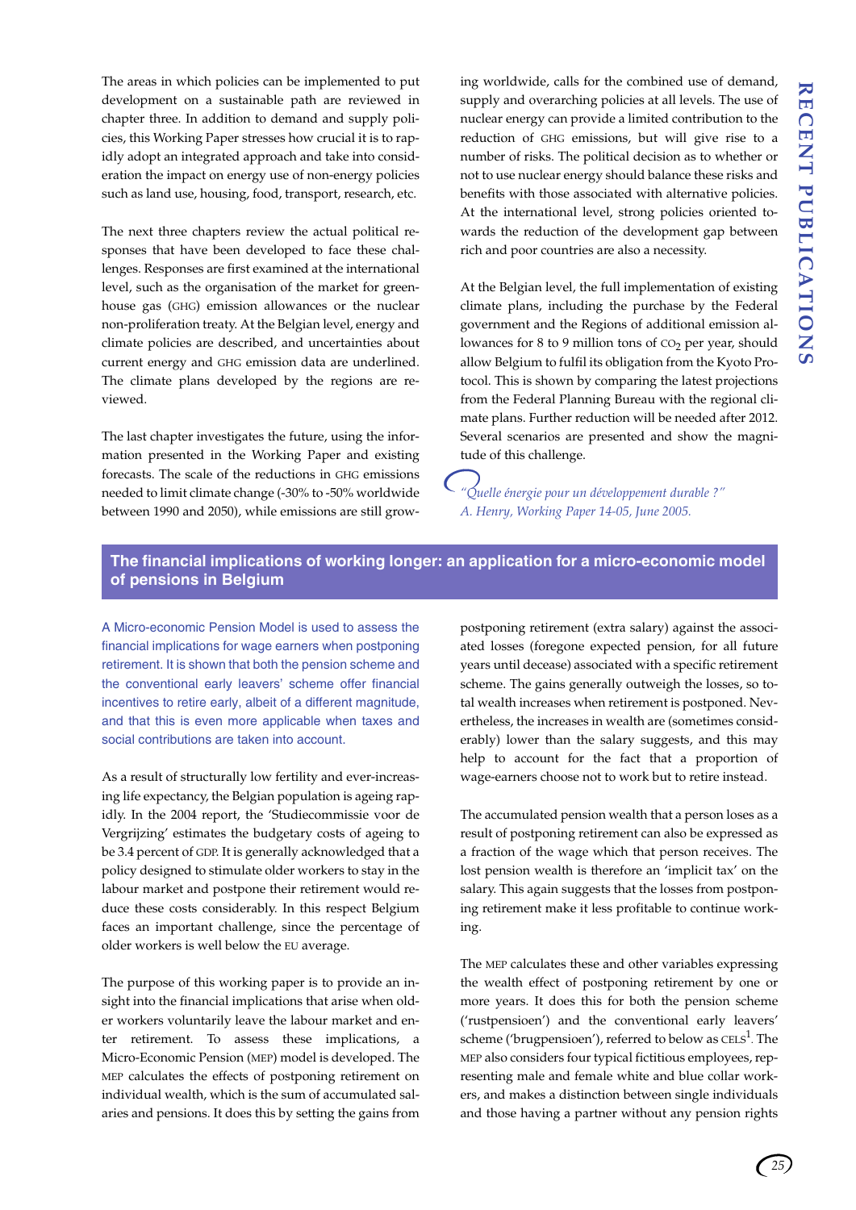The areas in which policies can be implemented to put development on a sustainable path are reviewed in chapter three. In addition to demand and supply policies, this Working Paper stresses how crucial it is to rapidly adopt an integrated approach and take into consideration the impact on energy use of non-energy policies such as land use, housing, food, transport, research, etc.

The next three chapters review the actual political responses that have been developed to face these challenges. Responses are first examined at the international level, such as the organisation of the market for greenhouse gas (GHG) emission allowances or the nuclear non-proliferation treaty. At the Belgian level, energy and climate policies are described, and uncertainties about current energy and GHG emission data are underlined. The climate plans developed by the regions are reviewed.

The last chapter investigates the future, using the information presented in the Working Paper and existing forecasts. The scale of the reductions in GHG emissions needed to limit climate change (-30% to -50% worldwide between 1990 and 2050), while emissions are still growing worldwide, calls for the combined use of demand, supply and overarching policies at all levels. The use of nuclear energy can provide a limited contribution to the reduction of GHG emissions, but will give rise to a number of risks. The political decision as to whether or not to use nuclear energy should balance these risks and benefits with those associated with alternative policies. At the international level, strong policies oriented towards the reduction of the development gap between rich and poor countries are also a necessity.

At the Belgian level, the full implementation of existing climate plans, including the purchase by the Federal government and the Regions of additional emission allowances for 8 to 9 million tons of $CO_2$ per year, should allow Belgium to fulfil its obligation from the Kyoto Protocol. This is shown by comparing the latest projections from the Federal Planning Bureau with the regional climate plans. Further reduction will be needed after 2012. Several scenarios are presented and show the magnitude of this challenge.

*"Quelle énergie pour un développement durable ?"*
*A. Henry, Working Paper 14-05, June 2005.*

## The financial implications of working longer: an application for a micro-economic model of pensions in Belgium

A Micro-economic Pension Model is used to assess the financial implications for wage earners when postponing retirement. It is shown that both the pension scheme and the conventional early leavers' scheme offer financial incentives to retire early, albeit of a different magnitude, and that this is even more applicable when taxes and social contributions are taken into account.

As a result of structurally low fertility and ever-increasing life expectancy, the Belgian population is ageing rapidly. In the 2004 report, the 'Studiecommissie voor de Vergrijzing' estimates the budgetary costs of ageing to be 3.4 percent of GDP. It is generally acknowledged that a policy designed to stimulate older workers to stay in the labour market and postpone their retirement would reduce these costs considerably. In this respect Belgium faces an important challenge, since the percentage of older workers is well below the EU average.

The purpose of this working paper is to provide an insight into the financial implications that arise when older workers voluntarily leave the labour market and enter retirement. To assess these implications, a Micro-Economic Pension (MEP) model is developed. The MEP calculates the effects of postponing retirement on individual wealth, which is the sum of accumulated salaries and pensions. It does this by setting the gains from postponing retirement (extra salary) against the associated losses (foregone expected pension, for all future years until decease) associated with a specific retirement scheme. The gains generally outweigh the losses, so total wealth increases when retirement is postponed. Nevertheless, the increases in wealth are (sometimes considerably) lower than the salary suggests, and this may help to account for the fact that a proportion of wage-earners choose not to work but to retire instead.

The accumulated pension wealth that a person loses as a result of postponing retirement can also be expressed as a fraction of the wage which that person receives. The lost pension wealth is therefore an 'implicit tax' on the salary. This again suggests that the losses from postponing retirement make it less profitable to continue working.

The MEP calculates these and other variables expressing the wealth effect of postponing retirement by one or more years. It does this for both the pension scheme ('rustpensioen') and the conventional early leavers' scheme ('brugpensioen'), referred to below as CELS[1]. The MEP also considers four typical fictitious employees, representing male and female white and blue collar workers, and makes a distinction between single individuals and those having a partner without any pension rights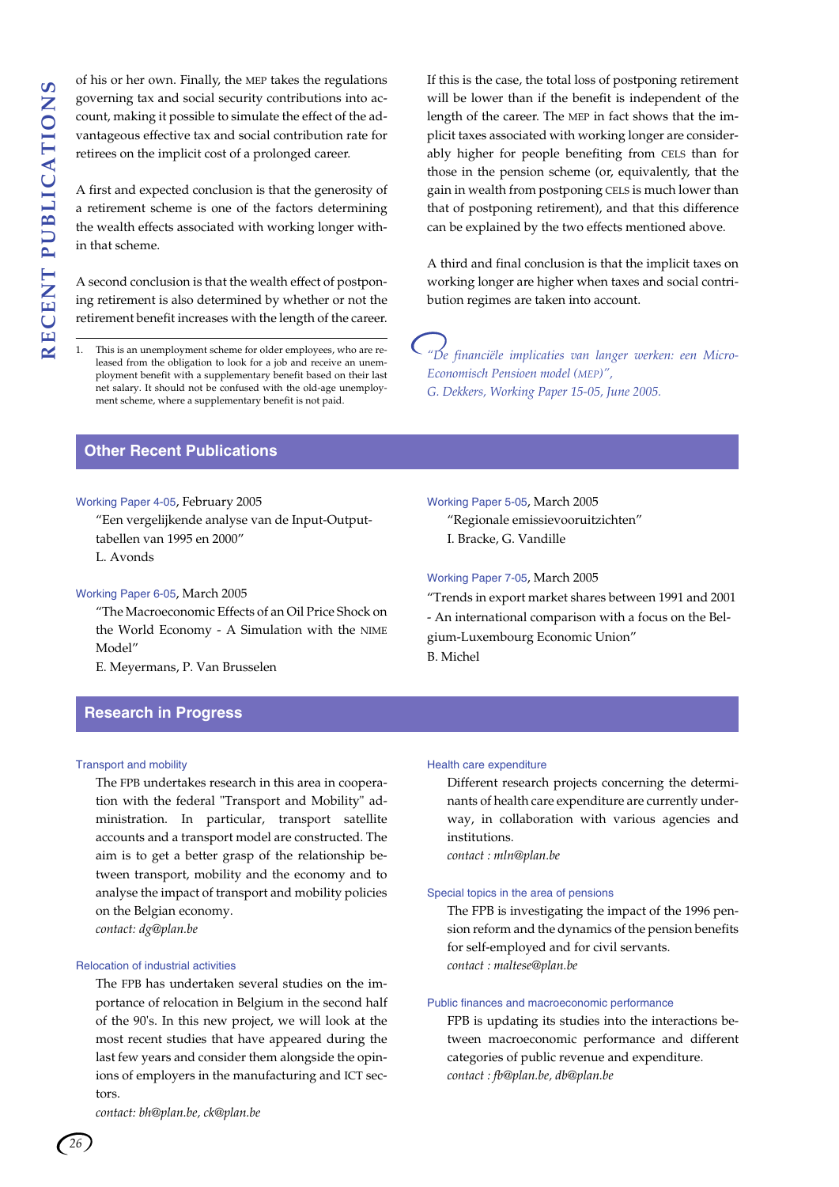of his or her own. Finally, the MEP takes the regulations governing tax and social security contributions into account, making it possible to simulate the effect of the advantageous effective tax and social contribution rate for retirees on the implicit cost of a prolonged career.

A first and expected conclusion is that the generosity of a retirement scheme is one of the factors determining the wealth effects associated with working longer within that scheme.

A second conclusion is that the wealth effect of postponing retirement is also determined by whether or not the retirement benefit increases with the length of the career.

If this is the case, the total loss of postponing retirement will be lower than if the benefit is independent of the length of the career. The MEP in fact shows that the implicit taxes associated with working longer are considerably higher for people benefiting from CELS than for those in the pension scheme (or, equivalently, that the gain in wealth from postponing CELS is much lower than that of postponing retirement), and that this difference can be explained by the two effects mentioned above.

A third and final conclusion is that the implicit taxes on working longer are higher when taxes and social contribution regimes are taken into account.

*"De financiële implicaties van langer werken: een Micro-Economisch Pensioen model (MEP)", G. Dekkers, Working Paper 15-05, June 2005.*

1. This is an unemployment scheme for older employees, who are released from the obligation to look for a job and receive an unemployment benefit with a supplementary benefit based on their last net salary. It should not be confused with the old-age unemployment scheme, where a supplementary benefit is not paid.

## Other Recent Publications

Working Paper 4-05, February 2005
"Een vergelijkende analyse van de Input-Output-tabellen van 1995 en 2000"
L. Avonds

Working Paper 6-05, March 2005
"The Macroeconomic Effects of an Oil Price Shock on the World Economy - A Simulation with the NIME Model"
E. Meyermans, P. Van Brusselen

Working Paper 5-05, March 2005
"Regionale emissievooruitzichten"
I. Bracke, G. Vandille

Working Paper 7-05, March 2005
"Trends in export market shares between 1991 and 2001 - An international comparison with a focus on the Belgium-Luxembourg Economic Union"
B. Michel

## Research in Progress

### Transport and mobility

The FPB undertakes research in this area in cooperation with the federal "Transport and Mobility" administration. In particular, transport satellite accounts and a transport model are constructed. The aim is to get a better grasp of the relationship between transport, mobility and the economy and to analyse the impact of transport and mobility policies on the Belgian economy.
*contact: dg@plan.be*

### Relocation of industrial activities

The FPB has undertaken several studies on the importance of relocation in Belgium in the second half of the 90's. In this new project, we will look at the most recent studies that have appeared during the last few years and consider them alongside the opinions of employers in the manufacturing and ICT sectors.
*contact: bh@plan.be, ck@plan.be*

### Health care expenditure

Different research projects concerning the determinants of health care expenditure are currently underway, in collaboration with various agencies and institutions.
*contact : mln@plan.be*

### Special topics in the area of pensions

The FPB is investigating the impact of the 1996 pension reform and the dynamics of the pension benefits for self-employed and for civil servants.
*contact : maltese@plan.be*

### Public finances and macroeconomic performance

FPB is updating its studies into the interactions between macroeconomic performance and different categories of public revenue and expenditure.
*contact : fb@plan.be, db@plan.be*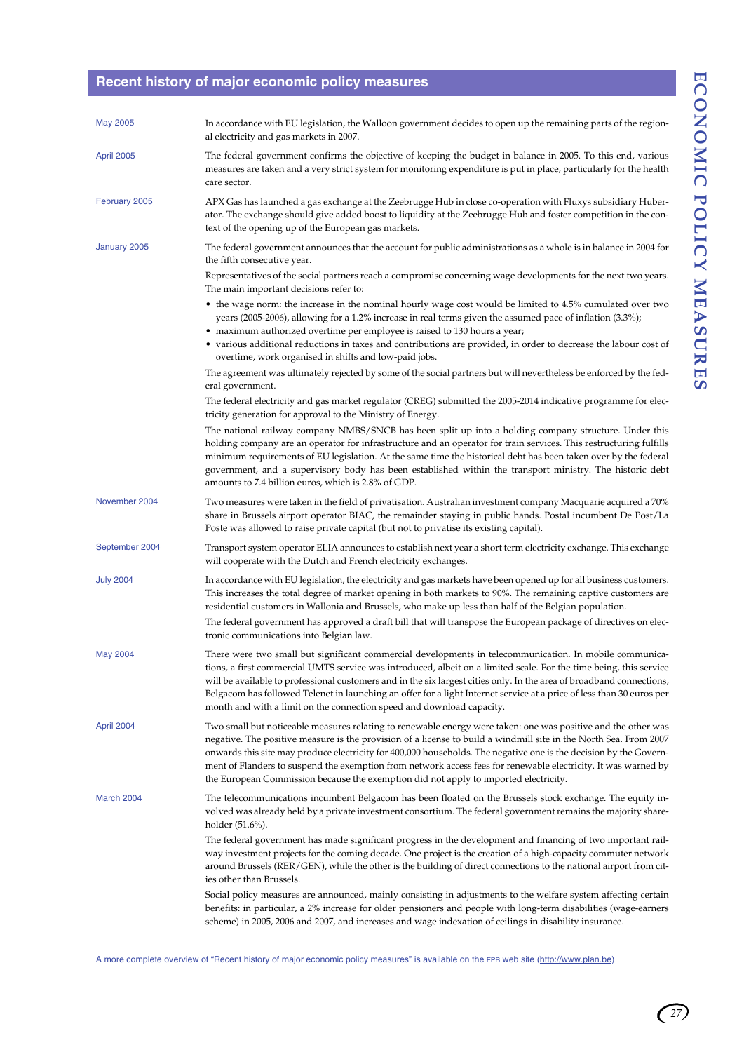## Recent history of major economic policy measures

| | |
|---|---|
| May 2005 | In accordance with EU legislation, the Walloon government decides to open up the remaining parts of the regional electricity and gas markets in 2007. |
| April 2005 | The federal government confirms the objective of keeping the budget in balance in 2005. To this end, various measures are taken and a very strict system for monitoring expenditure is put in place, particularly for the health care sector. |
| February 2005 | APX Gas has launched a gas exchange at the Zeebrugge Hub in close co-operation with Fluxys subsidiary Huberator. The exchange should give added boost to liquidity at the Zeebrugge Hub and foster competition in the context of the opening up of the European gas markets. |
| January 2005 | The federal government announces that the account for public administrations as a whole is in balance in 2004 for the fifth consecutive year.<br><br>Representatives of the social partners reach a compromise concerning wage developments for the next two years. The main important decisions refer to:<br>• the wage norm: the increase in the nominal hourly wage cost would be limited to 4.5% cumulated over two years (2005-2006), allowing for a 1.2% increase in real terms given the assumed pace of inflation (3.3%);<br>• maximum authorized overtime per employee is raised to 130 hours a year;<br>• various additional reductions in taxes and contributions are provided, in order to decrease the labour cost of overtime, work organised in shifts and low-paid jobs.<br><br>The agreement was ultimately rejected by some of the social partners but will nevertheless be enforced by the federal government.<br><br>The federal electricity and gas market regulator (CREG) submitted the 2005-2014 indicative programme for electricity generation for approval to the Ministry of Energy.<br><br>The national railway company NMBS/SNCB has been split up into a holding company structure. Under this holding company are an operator for infrastructure and an operator for train services. This restructuring fulfills minimum requirements of EU legislation. At the same time the historical debt has been taken over by the federal government, and a supervisory body has been established within the transport ministry. The historic debt amounts to 7.4 billion euros, which is 2.8% of GDP. |
| November 2004 | Two measures were taken in the field of privatisation. Australian investment company Macquarie acquired a 70% share in Brussels airport operator BIAC, the remainder staying in public hands. Postal incumbent De Post/La Poste was allowed to raise private capital (but not to privatise its existing capital). |
| September 2004 | Transport system operator ELIA announces to establish next year a short term electricity exchange. This exchange will cooperate with the Dutch and French electricity exchanges. |
| July 2004 | In accordance with EU legislation, the electricity and gas markets have been opened up for all business customers. This increases the total degree of market opening in both markets to 90%. The remaining captive customers are residential customers in Wallonia and Brussels, who make up less than half of the Belgian population.<br><br>The federal government has approved a draft bill that will transpose the European package of directives on electronic communications into Belgian law. |
| May 2004 | There were two small but significant commercial developments in telecommunication. In mobile communications, a first commercial UMTS service was introduced, albeit on a limited scale. For the time being, this service will be available to professional customers and in the six largest cities only. In the area of broadband connections, Belgacom has followed Telenet in launching an offer for a light Internet service at a price of less than 30 euros per month and with a limit on the connection speed and download capacity. |
| April 2004 | Two small but noticeable measures relating to renewable energy were taken: one was positive and the other was negative. The positive measure is the provision of a license to build a windmill site in the North Sea. From 2007 onwards this site may produce electricity for 400,000 households. The negative one is the decision by the Government of Flanders to suspend the exemption from network access fees for renewable electricity. It was warned by the European Commission because the exemption did not apply to imported electricity. |
| March 2004 | The telecommunications incumbent Belgacom has been floated on the Brussels stock exchange. The equity involved was already held by a private investment consortium. The federal government remains the majority shareholder (51.6%).<br><br>The federal government has made significant progress in the development and financing of two important railway investment projects for the coming decade. One project is the creation of a high-capacity commuter network around Brussels (RER/GEN), while the other is the building of direct connections to the national airport from cities other than Brussels.<br><br>Social policy measures are announced, mainly consisting in adjustments to the welfare system affecting certain benefits: in particular, a 2% increase for older pensioners and people with long-term disabilities (wage-earners scheme) in 2005, 2006 and 2007, and increases and wage indexation of ceilings in disability insurance. |

A more complete overview of "Recent history of major economic policy measures" is available on the FPB web site (http://www.plan.be)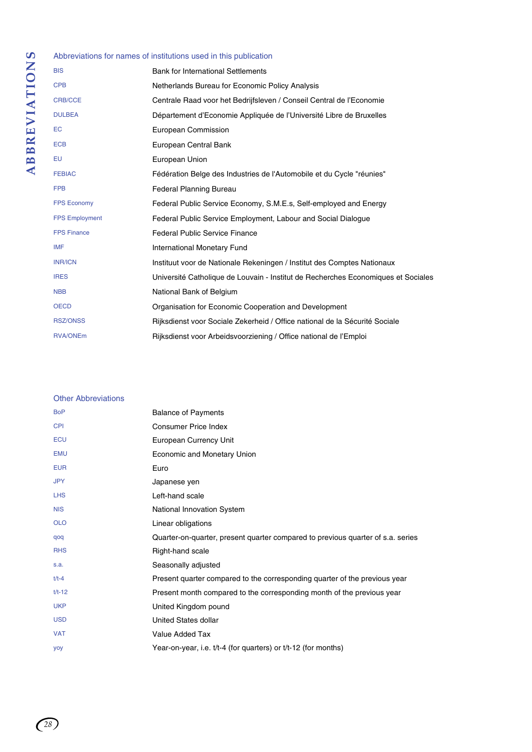# ABBREVIATIONS

## Abbreviations for names of institutions used in this publication

| | |
|---|---|
| BIS | Bank for International Settlements |
| CPB | Netherlands Bureau for Economic Policy Analysis |
| CRB/CCE | Centrale Raad voor het Bedrijfsleven / Conseil Central de l'Economie |
| DULBEA | Département d'Economie Appliquée de l'Université Libre de Bruxelles |
| EC | European Commission |
| ECB | European Central Bank |
| EU | European Union |
| FEBIAC | Fédération Belge des Industries de l'Automobile et du Cycle "réunies" |
| FPB | Federal Planning Bureau |
| FPS Economy | Federal Public Service Economy, S.M.E.s, Self-employed and Energy |
| FPS Employment | Federal Public Service Employment, Labour and Social Dialogue |
| FPS Finance | Federal Public Service Finance |
| IMF | International Monetary Fund |
| INR/ICN | Instituut voor de Nationale Rekeningen / Institut des Comptes Nationaux |
| IRES | Université Catholique de Louvain - Institut de Recherches Economiques et Sociales |
| NBB | National Bank of Belgium |
| OECD | Organisation for Economic Cooperation and Development |
| RSZ/ONSS | Rijksdienst voor Sociale Zekerheid / Office national de la Sécurité Sociale |
| RVA/ONEm | Rijksdienst voor Arbeidsvoorziening / Office national de l'Emploi |

## Other Abbreviations

| | |
|---|---|
| BoP | Balance of Payments |
| CPI | Consumer Price Index |
| ECU | European Currency Unit |
| EMU | Economic and Monetary Union |
| EUR | Euro |
| JPY | Japanese yen |
| LHS | Left-hand scale |
| NIS | National Innovation System |
| OLO | Linear obligations |
| qoq | Quarter-on-quarter, present quarter compared to previous quarter of s.a. series |
| RHS | Right-hand scale |
| s.a. | Seasonally adjusted |
| t/t-4 | Present quarter compared to the corresponding quarter of the previous year |
| t/t-12 | Present month compared to the corresponding month of the previous year |
| UKP | United Kingdom pound |
| USD | United States dollar |
| VAT | Value Added Tax |
| yoy | Year-on-year, i.e. t/t-4 (for quarters) or t/t-12 (for months) |